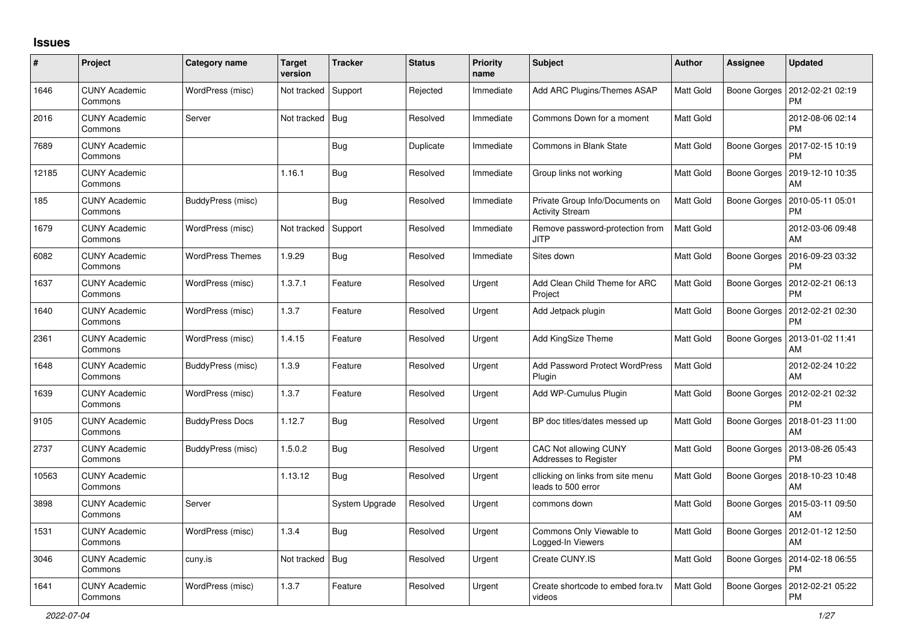# Issues

| # | Project | Category name | Target version | Tracker | Status | Priority name | Subject | Author | Assignee | Updated |
|---|---|---|---|---|---|---|---|---|---|---|
| 1646 | CUNY Academic Commons | WordPress (misc) | Not tracked | Support | Rejected | Immediate | Add ARC Plugins/Themes ASAP | Matt Gold | Boone Gorges | 2012-02-21 02:19 PM |
| 2016 | CUNY Academic Commons | Server | Not tracked | Bug | Resolved | Immediate | Commons Down for a moment | Matt Gold | | 2012-08-06 02:14 PM |
| 7689 | CUNY Academic Commons | | | Bug | Duplicate | Immediate | Commons in Blank State | Matt Gold | Boone Gorges | 2017-02-15 10:19 PM |
| 12185 | CUNY Academic Commons | | 1.16.1 | Bug | Resolved | Immediate | Group links not working | Matt Gold | Boone Gorges | 2019-12-10 10:35 AM |
| 185 | CUNY Academic Commons | BuddyPress (misc) | | Bug | Resolved | Immediate | Private Group Info/Documents on Activity Stream | Matt Gold | Boone Gorges | 2010-05-11 05:01 PM |
| 1679 | CUNY Academic Commons | WordPress (misc) | Not tracked | Support | Resolved | Immediate | Remove password-protection from JITP | Matt Gold | | 2012-03-06 09:48 AM |
| 6082 | CUNY Academic Commons | WordPress Themes | 1.9.29 | Bug | Resolved | Immediate | Sites down | Matt Gold | Boone Gorges | 2016-09-23 03:32 PM |
| 1637 | CUNY Academic Commons | WordPress (misc) | 1.3.7.1 | Feature | Resolved | Urgent | Add Clean Child Theme for ARC Project | Matt Gold | Boone Gorges | 2012-02-21 06:13 PM |
| 1640 | CUNY Academic Commons | WordPress (misc) | 1.3.7 | Feature | Resolved | Urgent | Add Jetpack plugin | Matt Gold | Boone Gorges | 2012-02-21 02:30 PM |
| 2361 | CUNY Academic Commons | WordPress (misc) | 1.4.15 | Feature | Resolved | Urgent | Add KingSize Theme | Matt Gold | Boone Gorges | 2013-01-02 11:41 AM |
| 1648 | CUNY Academic Commons | BuddyPress (misc) | 1.3.9 | Feature | Resolved | Urgent | Add Password Protect WordPress Plugin | Matt Gold | | 2012-02-24 10:22 AM |
| 1639 | CUNY Academic Commons | WordPress (misc) | 1.3.7 | Feature | Resolved | Urgent | Add WP-Cumulus Plugin | Matt Gold | Boone Gorges | 2012-02-21 02:32 PM |
| 9105 | CUNY Academic Commons | BuddyPress Docs | 1.12.7 | Bug | Resolved | Urgent | BP doc titles/dates messed up | Matt Gold | Boone Gorges | 2018-01-23 11:00 AM |
| 2737 | CUNY Academic Commons | BuddyPress (misc) | 1.5.0.2 | Bug | Resolved | Urgent | CAC Not allowing CUNY Addresses to Register | Matt Gold | Boone Gorges | 2013-08-26 05:43 PM |
| 10563 | CUNY Academic Commons | | 1.13.12 | Bug | Resolved | Urgent | cllicking on links from site menu leads to 500 error | Matt Gold | Boone Gorges | 2018-10-23 10:48 AM |
| 3898 | CUNY Academic Commons | Server | | System Upgrade | Resolved | Urgent | commons down | Matt Gold | Boone Gorges | 2015-03-11 09:50 AM |
| 1531 | CUNY Academic Commons | WordPress (misc) | 1.3.4 | Bug | Resolved | Urgent | Commons Only Viewable to Logged-In Viewers | Matt Gold | Boone Gorges | 2012-01-12 12:50 AM |
| 3046 | CUNY Academic Commons | cuny.is | Not tracked | Bug | Resolved | Urgent | Create CUNY.IS | Matt Gold | Boone Gorges | 2014-02-18 06:55 PM |
| 1641 | CUNY Academic Commons | WordPress (misc) | 1.3.7 | Feature | Resolved | Urgent | Create shortcode to embed fora.tv videos | Matt Gold | Boone Gorges | 2012-02-21 05:22 PM |

*2022-07-04*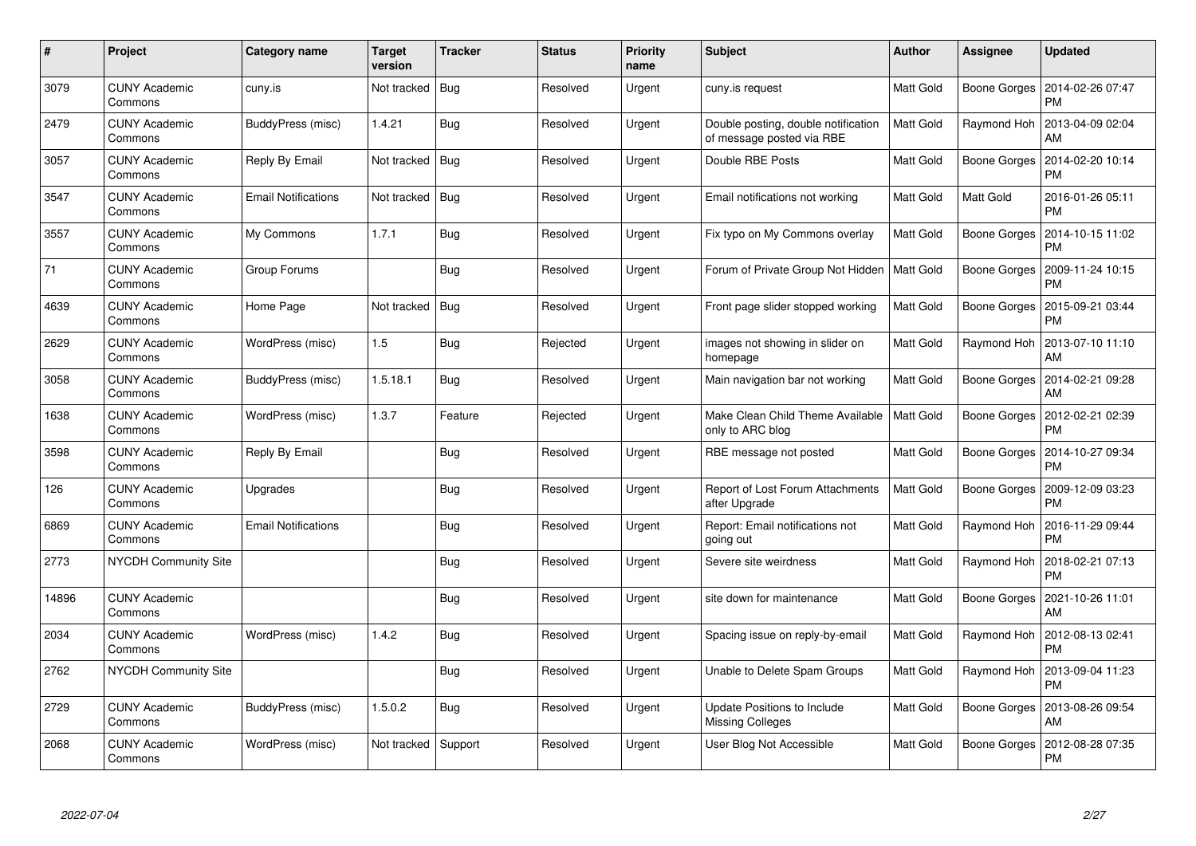| # | Project | Category name | Target version | Tracker | Status | Priority name | Subject | Author | Assignee | Updated |
|---|---|---|---|---|---|---|---|---|---|---|
| 3079 | CUNY Academic Commons | cuny.is | Not tracked | Bug | Resolved | Urgent | cuny.is request | Matt Gold | Boone Gorges | 2014-02-26 07:47 PM |
| 2479 | CUNY Academic Commons | BuddyPress (misc) | 1.4.21 | Bug | Resolved | Urgent | Double posting, double notification of message posted via RBE | Matt Gold | Raymond Hoh | 2013-04-09 02:04 AM |
| 3057 | CUNY Academic Commons | Reply By Email | Not tracked | Bug | Resolved | Urgent | Double RBE Posts | Matt Gold | Boone Gorges | 2014-02-20 10:14 PM |
| 3547 | CUNY Academic Commons | Email Notifications | Not tracked | Bug | Resolved | Urgent | Email notifications not working | Matt Gold | Matt Gold | 2016-01-26 05:11 PM |
| 3557 | CUNY Academic Commons | My Commons | 1.7.1 | Bug | Resolved | Urgent | Fix typo on My Commons overlay | Matt Gold | Boone Gorges | 2014-10-15 11:02 PM |
| 71 | CUNY Academic Commons | Group Forums | | Bug | Resolved | Urgent | Forum of Private Group Not Hidden | Matt Gold | Boone Gorges | 2009-11-24 10:15 PM |
| 4639 | CUNY Academic Commons | Home Page | Not tracked | Bug | Resolved | Urgent | Front page slider stopped working | Matt Gold | Boone Gorges | 2015-09-21 03:44 PM |
| 2629 | CUNY Academic Commons | WordPress (misc) | 1.5 | Bug | Rejected | Urgent | images not showing in slider on homepage | Matt Gold | Raymond Hoh | 2013-07-10 11:10 AM |
| 3058 | CUNY Academic Commons | BuddyPress (misc) | 1.5.18.1 | Bug | Resolved | Urgent | Main navigation bar not working | Matt Gold | Boone Gorges | 2014-02-21 09:28 AM |
| 1638 | CUNY Academic Commons | WordPress (misc) | 1.3.7 | Feature | Rejected | Urgent | Make Clean Child Theme Available only to ARC blog | Matt Gold | Boone Gorges | 2012-02-21 02:39 PM |
| 3598 | CUNY Academic Commons | Reply By Email | | Bug | Resolved | Urgent | RBE message not posted | Matt Gold | Boone Gorges | 2014-10-27 09:34 PM |
| 126 | CUNY Academic Commons | Upgrades | | Bug | Resolved | Urgent | Report of Lost Forum Attachments after Upgrade | Matt Gold | Boone Gorges | 2009-12-09 03:23 PM |
| 6869 | CUNY Academic Commons | Email Notifications | | Bug | Resolved | Urgent | Report: Email notifications not going out | Matt Gold | Raymond Hoh | 2016-11-29 09:44 PM |
| 2773 | NYCDH Community Site | | | Bug | Resolved | Urgent | Severe site weirdness | Matt Gold | Raymond Hoh | 2018-02-21 07:13 PM |
| 14896 | CUNY Academic Commons | | | Bug | Resolved | Urgent | site down for maintenance | Matt Gold | Boone Gorges | 2021-10-26 11:01 AM |
| 2034 | CUNY Academic Commons | WordPress (misc) | 1.4.2 | Bug | Resolved | Urgent | Spacing issue on reply-by-email | Matt Gold | Raymond Hoh | 2012-08-13 02:41 PM |
| 2762 | NYCDH Community Site | | | Bug | Resolved | Urgent | Unable to Delete Spam Groups | Matt Gold | Raymond Hoh | 2013-09-04 11:23 PM |
| 2729 | CUNY Academic Commons | BuddyPress (misc) | 1.5.0.2 | Bug | Resolved | Urgent | Update Positions to Include Missing Colleges | Matt Gold | Boone Gorges | 2013-08-26 09:54 AM |
| 2068 | CUNY Academic Commons | WordPress (misc) | Not tracked | Support | Resolved | Urgent | User Blog Not Accessible | Matt Gold | Boone Gorges | 2012-08-28 07:35 PM |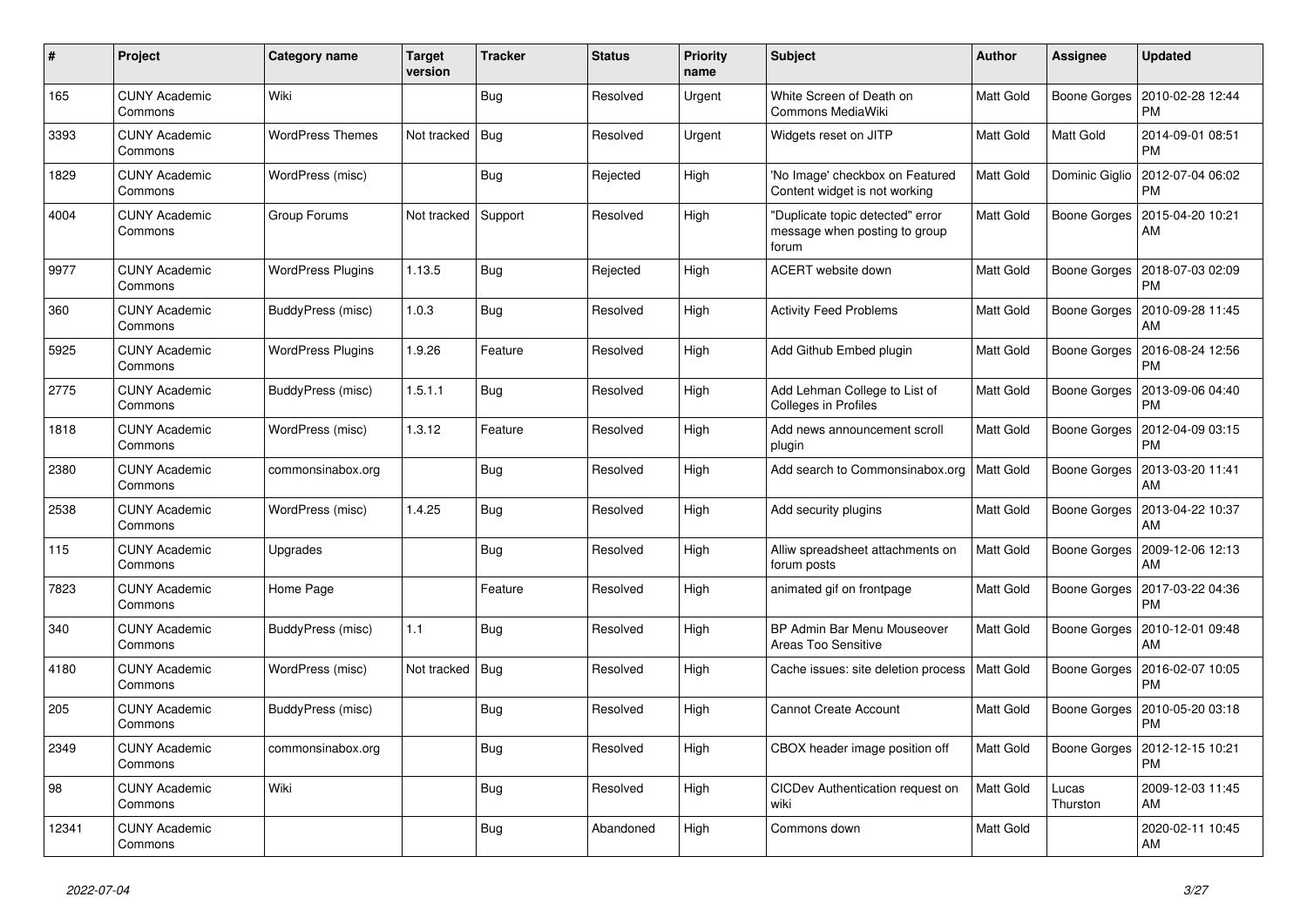| # | Project | Category name | Target version | Tracker | Status | Priority name | Subject | Author | Assignee | Updated |
|---|---|---|---|---|---|---|---|---|---|---|
| 165 | CUNY Academic Commons | Wiki | | Bug | Resolved | Urgent | White Screen of Death on Commons MediaWiki | Matt Gold | Boone Gorges | 2010-02-28 12:44 PM |
| 3393 | CUNY Academic Commons | WordPress Themes | Not tracked | Bug | Resolved | Urgent | Widgets reset on JITP | Matt Gold | Matt Gold | 2014-09-01 08:51 PM |
| 1829 | CUNY Academic Commons | WordPress (misc) | | Bug | Rejected | High | 'No Image' checkbox on Featured Content widget is not working | Matt Gold | Dominic Giglio | 2012-07-04 06:02 PM |
| 4004 | CUNY Academic Commons | Group Forums | Not tracked | Support | Resolved | High | "Duplicate topic detected" error message when posting to group forum | Matt Gold | Boone Gorges | 2015-04-20 10:21 AM |
| 9977 | CUNY Academic Commons | WordPress Plugins | 1.13.5 | Bug | Rejected | High | ACERT website down | Matt Gold | Boone Gorges | 2018-07-03 02:09 PM |
| 360 | CUNY Academic Commons | BuddyPress (misc) | 1.0.3 | Bug | Resolved | High | Activity Feed Problems | Matt Gold | Boone Gorges | 2010-09-28 11:45 AM |
| 5925 | CUNY Academic Commons | WordPress Plugins | 1.9.26 | Feature | Resolved | High | Add Github Embed plugin | Matt Gold | Boone Gorges | 2016-08-24 12:56 PM |
| 2775 | CUNY Academic Commons | BuddyPress (misc) | 1.5.1.1 | Bug | Resolved | High | Add Lehman College to List of Colleges in Profiles | Matt Gold | Boone Gorges | 2013-09-06 04:40 PM |
| 1818 | CUNY Academic Commons | WordPress (misc) | 1.3.12 | Feature | Resolved | High | Add news announcement scroll plugin | Matt Gold | Boone Gorges | 2012-04-09 03:15 PM |
| 2380 | CUNY Academic Commons | commonsinabox.org | | Bug | Resolved | High | Add search to Commonsinabox.org | Matt Gold | Boone Gorges | 2013-03-20 11:41 AM |
| 2538 | CUNY Academic Commons | WordPress (misc) | 1.4.25 | Bug | Resolved | High | Add security plugins | Matt Gold | Boone Gorges | 2013-04-22 10:37 AM |
| 115 | CUNY Academic Commons | Upgrades | | Bug | Resolved | High | Alliw spreadsheet attachments on forum posts | Matt Gold | Boone Gorges | 2009-12-06 12:13 AM |
| 7823 | CUNY Academic Commons | Home Page | | Feature | Resolved | High | animated gif on frontpage | Matt Gold | Boone Gorges | 2017-03-22 04:36 PM |
| 340 | CUNY Academic Commons | BuddyPress (misc) | 1.1 | Bug | Resolved | High | BP Admin Bar Menu Mouseover Areas Too Sensitive | Matt Gold | Boone Gorges | 2010-12-01 09:48 AM |
| 4180 | CUNY Academic Commons | WordPress (misc) | Not tracked | Bug | Resolved | High | Cache issues: site deletion process | Matt Gold | Boone Gorges | 2016-02-07 10:05 PM |
| 205 | CUNY Academic Commons | BuddyPress (misc) | | Bug | Resolved | High | Cannot Create Account | Matt Gold | Boone Gorges | 2010-05-20 03:18 PM |
| 2349 | CUNY Academic Commons | commonsinabox.org | | Bug | Resolved | High | CBOX header image position off | Matt Gold | Boone Gorges | 2012-12-15 10:21 PM |
| 98 | CUNY Academic Commons | Wiki | | Bug | Resolved | High | CICDev Authentication request on wiki | Matt Gold | Lucas Thurston | 2009-12-03 11:45 AM |
| 12341 | CUNY Academic Commons | | | Bug | Abandoned | High | Commons down | Matt Gold | | 2020-02-11 10:45 AM |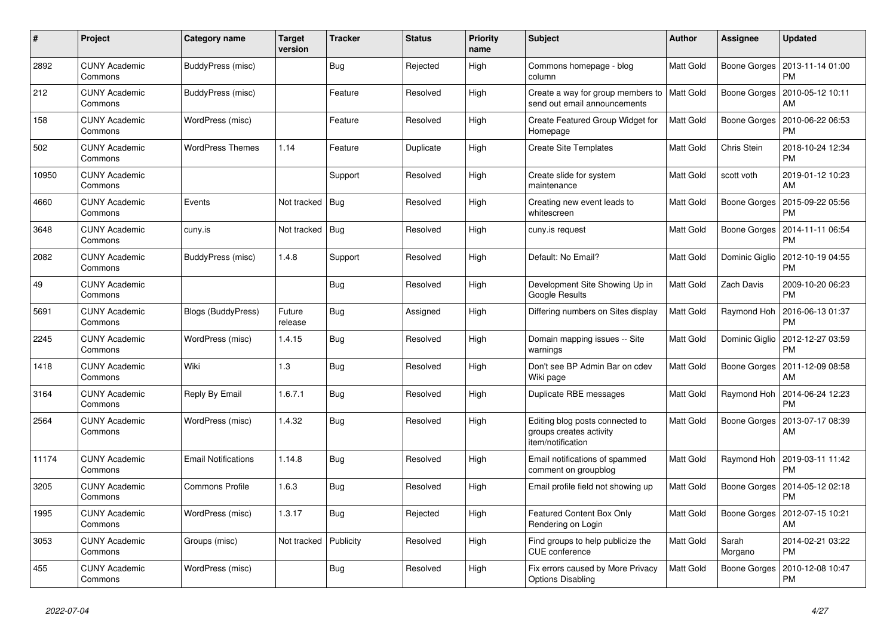| # | Project | Category name | Target version | Tracker | Status | Priority name | Subject | Author | Assignee | Updated |
|---|---|---|---|---|---|---|---|---|---|---|
| 2892 | CUNY Academic Commons | BuddyPress (misc) | | Bug | Rejected | High | Commons homepage - blog column | Matt Gold | Boone Gorges | 2013-11-14 01:00 PM |
| 212 | CUNY Academic Commons | BuddyPress (misc) | | Feature | Resolved | High | Create a way for group members to send out email announcements | Matt Gold | Boone Gorges | 2010-05-12 10:11 AM |
| 158 | CUNY Academic Commons | WordPress (misc) | | Feature | Resolved | High | Create Featured Group Widget for Homepage | Matt Gold | Boone Gorges | 2010-06-22 06:53 PM |
| 502 | CUNY Academic Commons | WordPress Themes | 1.14 | Feature | Duplicate | High | Create Site Templates | Matt Gold | Chris Stein | 2018-10-24 12:34 PM |
| 10950 | CUNY Academic Commons | | | Support | Resolved | High | Create slide for system maintenance | Matt Gold | scott voth | 2019-01-12 10:23 AM |
| 4660 | CUNY Academic Commons | Events | Not tracked | Bug | Resolved | High | Creating new event leads to whitescreen | Matt Gold | Boone Gorges | 2015-09-22 05:56 PM |
| 3648 | CUNY Academic Commons | cuny.is | Not tracked | Bug | Resolved | High | cuny.is request | Matt Gold | Boone Gorges | 2014-11-11 06:54 PM |
| 2082 | CUNY Academic Commons | BuddyPress (misc) | 1.4.8 | Support | Resolved | High | Default: No Email? | Matt Gold | Dominic Giglio | 2012-10-19 04:55 PM |
| 49 | CUNY Academic Commons | | | Bug | Resolved | High | Development Site Showing Up in Google Results | Matt Gold | Zach Davis | 2009-10-20 06:23 PM |
| 5691 | CUNY Academic Commons | Blogs (BuddyPress) | Future release | Bug | Assigned | High | Differing numbers on Sites display | Matt Gold | Raymond Hoh | 2016-06-13 01:37 PM |
| 2245 | CUNY Academic Commons | WordPress (misc) | 1.4.15 | Bug | Resolved | High | Domain mapping issues -- Site warnings | Matt Gold | Dominic Giglio | 2012-12-27 03:59 PM |
| 1418 | CUNY Academic Commons | Wiki | 1.3 | Bug | Resolved | High | Don't see BP Admin Bar on cdev Wiki page | Matt Gold | Boone Gorges | 2011-12-09 08:58 AM |
| 3164 | CUNY Academic Commons | Reply By Email | 1.6.7.1 | Bug | Resolved | High | Duplicate RBE messages | Matt Gold | Raymond Hoh | 2014-06-24 12:23 PM |
| 2564 | CUNY Academic Commons | WordPress (misc) | 1.4.32 | Bug | Resolved | High | Editing blog posts connected to groups creates activity item/notification | Matt Gold | Boone Gorges | 2013-07-17 08:39 AM |
| 11174 | CUNY Academic Commons | Email Notifications | 1.14.8 | Bug | Resolved | High | Email notifications of spammed comment on groupblog | Matt Gold | Raymond Hoh | 2019-03-11 11:42 PM |
| 3205 | CUNY Academic Commons | Commons Profile | 1.6.3 | Bug | Resolved | High | Email profile field not showing up | Matt Gold | Boone Gorges | 2014-05-12 02:18 PM |
| 1995 | CUNY Academic Commons | WordPress (misc) | 1.3.17 | Bug | Rejected | High | Featured Content Box Only Rendering on Login | Matt Gold | Boone Gorges | 2012-07-15 10:21 AM |
| 3053 | CUNY Academic Commons | Groups (misc) | Not tracked | Publicity | Resolved | High | Find groups to help publicize the CUE conference | Matt Gold | Sarah Morgano | 2014-02-21 03:22 PM |
| 455 | CUNY Academic Commons | WordPress (misc) | | Bug | Resolved | High | Fix errors caused by More Privacy Options Disabling | Matt Gold | Boone Gorges | 2010-12-08 10:47 PM |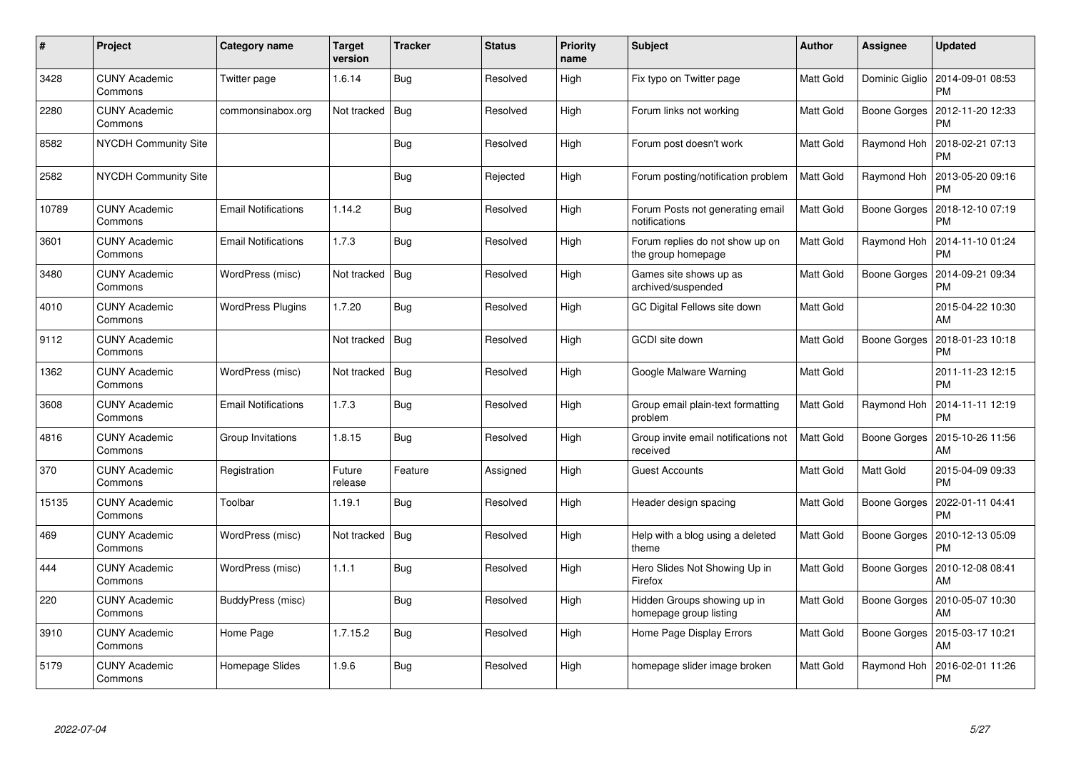| # | Project | Category name | Target version | Tracker | Status | Priority name | Subject | Author | Assignee | Updated |
|---|---|---|---|---|---|---|---|---|---|---|
| 3428 | CUNY Academic Commons | Twitter page | 1.6.14 | Bug | Resolved | High | Fix typo on Twitter page | Matt Gold | Dominic Giglio | 2014-09-01 08:53 PM |
| 2280 | CUNY Academic Commons | commonsinabox.org | Not tracked | Bug | Resolved | High | Forum links not working | Matt Gold | Boone Gorges | 2012-11-20 12:33 PM |
| 8582 | NYCDH Community Site | | | Bug | Resolved | High | Forum post doesn't work | Matt Gold | Raymond Hoh | 2018-02-21 07:13 PM |
| 2582 | NYCDH Community Site | | | Bug | Rejected | High | Forum posting/notification problem | Matt Gold | Raymond Hoh | 2013-05-20 09:16 PM |
| 10789 | CUNY Academic Commons | Email Notifications | 1.14.2 | Bug | Resolved | High | Forum Posts not generating email notifications | Matt Gold | Boone Gorges | 2018-12-10 07:19 PM |
| 3601 | CUNY Academic Commons | Email Notifications | 1.7.3 | Bug | Resolved | High | Forum replies do not show up on the group homepage | Matt Gold | Raymond Hoh | 2014-11-10 01:24 PM |
| 3480 | CUNY Academic Commons | WordPress (misc) | Not tracked | Bug | Resolved | High | Games site shows up as archived/suspended | Matt Gold | Boone Gorges | 2014-09-21 09:34 PM |
| 4010 | CUNY Academic Commons | WordPress Plugins | 1.7.20 | Bug | Resolved | High | GC Digital Fellows site down | Matt Gold | | 2015-04-22 10:30 AM |
| 9112 | CUNY Academic Commons | | Not tracked | Bug | Resolved | High | GCDI site down | Matt Gold | Boone Gorges | 2018-01-23 10:18 PM |
| 1362 | CUNY Academic Commons | WordPress (misc) | Not tracked | Bug | Resolved | High | Google Malware Warning | Matt Gold | | 2011-11-23 12:15 PM |
| 3608 | CUNY Academic Commons | Email Notifications | 1.7.3 | Bug | Resolved | High | Group email plain-text formatting problem | Matt Gold | Raymond Hoh | 2014-11-11 12:19 PM |
| 4816 | CUNY Academic Commons | Group Invitations | 1.8.15 | Bug | Resolved | High | Group invite email notifications not received | Matt Gold | Boone Gorges | 2015-10-26 11:56 AM |
| 370 | CUNY Academic Commons | Registration | Future release | Feature | Assigned | High | Guest Accounts | Matt Gold | Matt Gold | 2015-04-09 09:33 PM |
| 15135 | CUNY Academic Commons | Toolbar | 1.19.1 | Bug | Resolved | High | Header design spacing | Matt Gold | Boone Gorges | 2022-01-11 04:41 PM |
| 469 | CUNY Academic Commons | WordPress (misc) | Not tracked | Bug | Resolved | High | Help with a blog using a deleted theme | Matt Gold | Boone Gorges | 2010-12-13 05:09 PM |
| 444 | CUNY Academic Commons | WordPress (misc) | 1.1.1 | Bug | Resolved | High | Hero Slides Not Showing Up in Firefox | Matt Gold | Boone Gorges | 2010-12-08 08:41 AM |
| 220 | CUNY Academic Commons | BuddyPress (misc) | | Bug | Resolved | High | Hidden Groups showing up in homepage group listing | Matt Gold | Boone Gorges | 2010-05-07 10:30 AM |
| 3910 | CUNY Academic Commons | Home Page | 1.7.15.2 | Bug | Resolved | High | Home Page Display Errors | Matt Gold | Boone Gorges | 2015-03-17 10:21 AM |
| 5179 | CUNY Academic Commons | Homepage Slides | 1.9.6 | Bug | Resolved | High | homepage slider image broken | Matt Gold | Raymond Hoh | 2016-02-01 11:26 PM |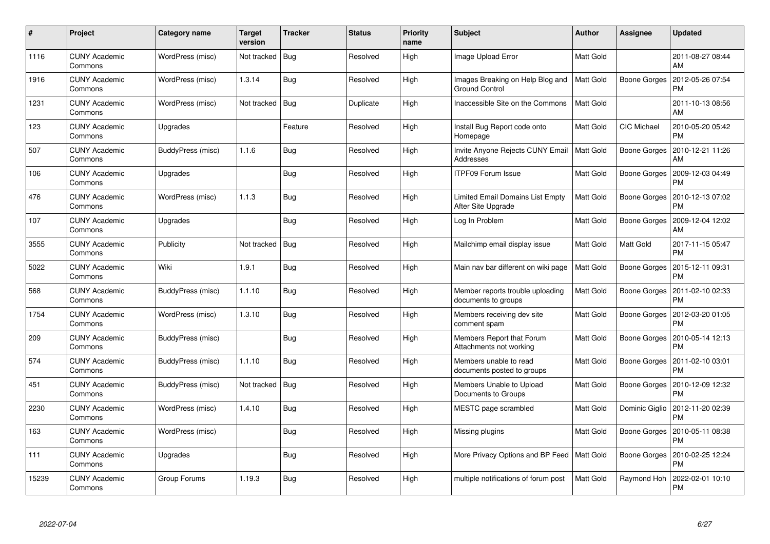| # | Project | Category name | Target version | Tracker | Status | Priority name | Subject | Author | Assignee | Updated |
|---|---|---|---|---|---|---|---|---|---|---|
| 1116 | CUNY Academic Commons | WordPress (misc) | Not tracked | Bug | Resolved | High | Image Upload Error | Matt Gold | | 2011-08-27 08:44 AM |
| 1916 | CUNY Academic Commons | WordPress (misc) | 1.3.14 | Bug | Resolved | High | Images Breaking on Help Blog and Ground Control | Matt Gold | Boone Gorges | 2012-05-26 07:54 PM |
| 1231 | CUNY Academic Commons | WordPress (misc) | Not tracked | Bug | Duplicate | High | Inaccessible Site on the Commons | Matt Gold | | 2011-10-13 08:56 AM |
| 123 | CUNY Academic Commons | Upgrades | | Feature | Resolved | High | Install Bug Report code onto Homepage | Matt Gold | CIC Michael | 2010-05-20 05:42 PM |
| 507 | CUNY Academic Commons | BuddyPress (misc) | 1.1.6 | Bug | Resolved | High | Invite Anyone Rejects CUNY Email Addresses | Matt Gold | Boone Gorges | 2010-12-21 11:26 AM |
| 106 | CUNY Academic Commons | Upgrades | | Bug | Resolved | High | ITPF09 Forum Issue | Matt Gold | Boone Gorges | 2009-12-03 04:49 PM |
| 476 | CUNY Academic Commons | WordPress (misc) | 1.1.3 | Bug | Resolved | High | Limited Email Domains List Empty After Site Upgrade | Matt Gold | Boone Gorges | 2010-12-13 07:02 PM |
| 107 | CUNY Academic Commons | Upgrades | | Bug | Resolved | High | Log In Problem | Matt Gold | Boone Gorges | 2009-12-04 12:02 AM |
| 3555 | CUNY Academic Commons | Publicity | Not tracked | Bug | Resolved | High | Mailchimp email display issue | Matt Gold | Matt Gold | 2017-11-15 05:47 PM |
| 5022 | CUNY Academic Commons | Wiki | 1.9.1 | Bug | Resolved | High | Main nav bar different on wiki page | Matt Gold | Boone Gorges | 2015-12-11 09:31 PM |
| 568 | CUNY Academic Commons | BuddyPress (misc) | 1.1.10 | Bug | Resolved | High | Member reports trouble uploading documents to groups | Matt Gold | Boone Gorges | 2011-02-10 02:33 PM |
| 1754 | CUNY Academic Commons | WordPress (misc) | 1.3.10 | Bug | Resolved | High | Members receiving dev site comment spam | Matt Gold | Boone Gorges | 2012-03-20 01:05 PM |
| 209 | CUNY Academic Commons | BuddyPress (misc) | | Bug | Resolved | High | Members Report that Forum Attachments not working | Matt Gold | Boone Gorges | 2010-05-14 12:13 PM |
| 574 | CUNY Academic Commons | BuddyPress (misc) | 1.1.10 | Bug | Resolved | High | Members unable to read documents posted to groups | Matt Gold | Boone Gorges | 2011-02-10 03:01 PM |
| 451 | CUNY Academic Commons | BuddyPress (misc) | Not tracked | Bug | Resolved | High | Members Unable to Upload Documents to Groups | Matt Gold | Boone Gorges | 2010-12-09 12:32 PM |
| 2230 | CUNY Academic Commons | WordPress (misc) | 1.4.10 | Bug | Resolved | High | MESTC page scrambled | Matt Gold | Dominic Giglio | 2012-11-20 02:39 PM |
| 163 | CUNY Academic Commons | WordPress (misc) | | Bug | Resolved | High | Missing plugins | Matt Gold | Boone Gorges | 2010-05-11 08:38 PM |
| 111 | CUNY Academic Commons | Upgrades | | Bug | Resolved | High | More Privacy Options and BP Feed | Matt Gold | Boone Gorges | 2010-02-25 12:24 PM |
| 15239 | CUNY Academic Commons | Group Forums | 1.19.3 | Bug | Resolved | High | multiple notifications of forum post | Matt Gold | Raymond Hoh | 2022-02-01 10:10 PM |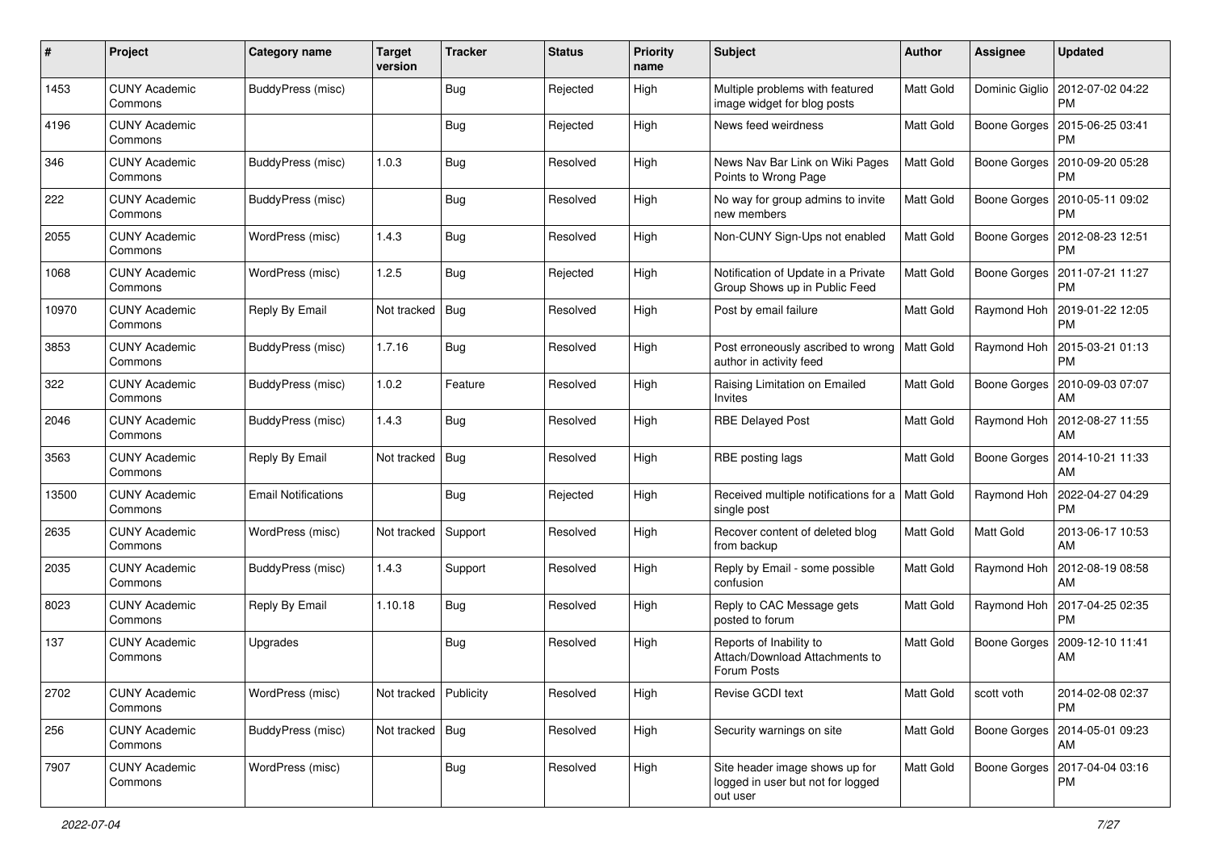| # | Project | Category name | Target version | Tracker | Status | Priority name | Subject | Author | Assignee | Updated |
|---|---|---|---|---|---|---|---|---|---|---|
| 1453 | CUNY Academic Commons | BuddyPress (misc) | | Bug | Rejected | High | Multiple problems with featured image widget for blog posts | Matt Gold | Dominic Giglio | 2012-07-02 04:22 PM |
| 4196 | CUNY Academic Commons | | | Bug | Rejected | High | News feed weirdness | Matt Gold | Boone Gorges | 2015-06-25 03:41 PM |
| 346 | CUNY Academic Commons | BuddyPress (misc) | 1.0.3 | Bug | Resolved | High | News Nav Bar Link on Wiki Pages Points to Wrong Page | Matt Gold | Boone Gorges | 2010-09-20 05:28 PM |
| 222 | CUNY Academic Commons | BuddyPress (misc) | | Bug | Resolved | High | No way for group admins to invite new members | Matt Gold | Boone Gorges | 2010-05-11 09:02 PM |
| 2055 | CUNY Academic Commons | WordPress (misc) | 1.4.3 | Bug | Resolved | High | Non-CUNY Sign-Ups not enabled | Matt Gold | Boone Gorges | 2012-08-23 12:51 PM |
| 1068 | CUNY Academic Commons | WordPress (misc) | 1.2.5 | Bug | Rejected | High | Notification of Update in a Private Group Shows up in Public Feed | Matt Gold | Boone Gorges | 2011-07-21 11:27 PM |
| 10970 | CUNY Academic Commons | Reply By Email | Not tracked | Bug | Resolved | High | Post by email failure | Matt Gold | Raymond Hoh | 2019-01-22 12:05 PM |
| 3853 | CUNY Academic Commons | BuddyPress (misc) | 1.7.16 | Bug | Resolved | High | Post erroneously ascribed to wrong author in activity feed | Matt Gold | Raymond Hoh | 2015-03-21 01:13 PM |
| 322 | CUNY Academic Commons | BuddyPress (misc) | 1.0.2 | Feature | Resolved | High | Raising Limitation on Emailed Invites | Matt Gold | Boone Gorges | 2010-09-03 07:07 AM |
| 2046 | CUNY Academic Commons | BuddyPress (misc) | 1.4.3 | Bug | Resolved | High | RBE Delayed Post | Matt Gold | Raymond Hoh | 2012-08-27 11:55 AM |
| 3563 | CUNY Academic Commons | Reply By Email | Not tracked | Bug | Resolved | High | RBE posting lags | Matt Gold | Boone Gorges | 2014-10-21 11:33 AM |
| 13500 | CUNY Academic Commons | Email Notifications | | Bug | Rejected | High | Received multiple notifications for a single post | Matt Gold | Raymond Hoh | 2022-04-27 04:29 PM |
| 2635 | CUNY Academic Commons | WordPress (misc) | Not tracked | Support | Resolved | High | Recover content of deleted blog from backup | Matt Gold | Matt Gold | 2013-06-17 10:53 AM |
| 2035 | CUNY Academic Commons | BuddyPress (misc) | 1.4.3 | Support | Resolved | High | Reply by Email - some possible confusion | Matt Gold | Raymond Hoh | 2012-08-19 08:58 AM |
| 8023 | CUNY Academic Commons | Reply By Email | 1.10.18 | Bug | Resolved | High | Reply to CAC Message gets posted to forum | Matt Gold | Raymond Hoh | 2017-04-25 02:35 PM |
| 137 | CUNY Academic Commons | Upgrades | | Bug | Resolved | High | Reports of Inability to Attach/Download Attachments to Forum Posts | Matt Gold | Boone Gorges | 2009-12-10 11:41 AM |
| 2702 | CUNY Academic Commons | WordPress (misc) | Not tracked | Publicity | Resolved | High | Revise GCDI text | Matt Gold | scott voth | 2014-02-08 02:37 PM |
| 256 | CUNY Academic Commons | BuddyPress (misc) | Not tracked | Bug | Resolved | High | Security warnings on site | Matt Gold | Boone Gorges | 2014-05-01 09:23 AM |
| 7907 | CUNY Academic Commons | WordPress (misc) | | Bug | Resolved | High | Site header image shows up for logged in user but not for logged out user | Matt Gold | Boone Gorges | 2017-04-04 03:16 PM |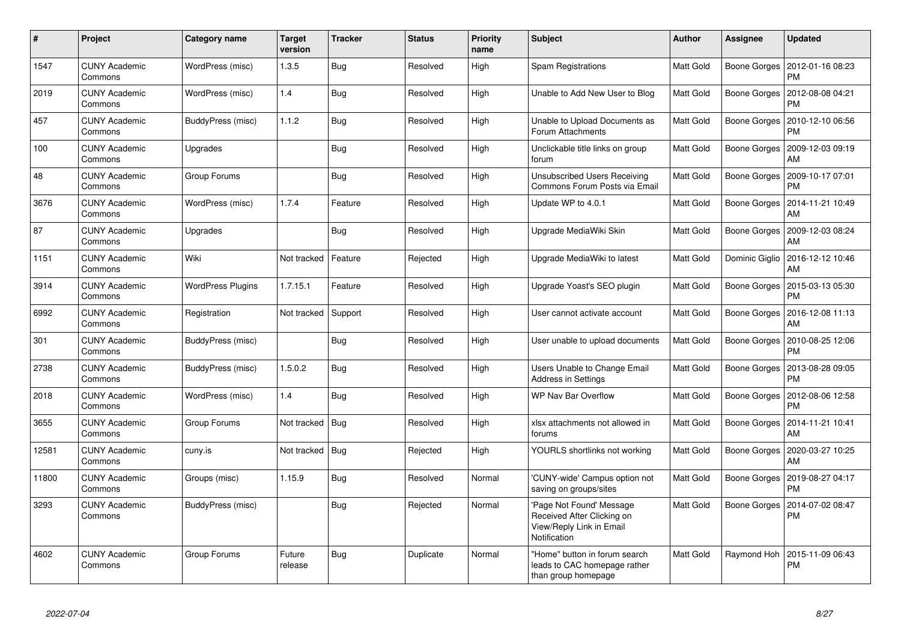| # | Project | Category name | Target version | Tracker | Status | Priority name | Subject | Author | Assignee | Updated |
|---|---|---|---|---|---|---|---|---|---|---|
| 1547 | CUNY Academic Commons | WordPress (misc) | 1.3.5 | Bug | Resolved | High | Spam Registrations | Matt Gold | Boone Gorges | 2012-01-16 08:23 PM |
| 2019 | CUNY Academic Commons | WordPress (misc) | 1.4 | Bug | Resolved | High | Unable to Add New User to Blog | Matt Gold | Boone Gorges | 2012-08-08 04:21 PM |
| 457 | CUNY Academic Commons | BuddyPress (misc) | 1.1.2 | Bug | Resolved | High | Unable to Upload Documents as Forum Attachments | Matt Gold | Boone Gorges | 2010-12-10 06:56 PM |
| 100 | CUNY Academic Commons | Upgrades | | Bug | Resolved | High | Unclickable title links on group forum | Matt Gold | Boone Gorges | 2009-12-03 09:19 AM |
| 48 | CUNY Academic Commons | Group Forums | | Bug | Resolved | High | Unsubscribed Users Receiving Commons Forum Posts via Email | Matt Gold | Boone Gorges | 2009-10-17 07:01 PM |
| 3676 | CUNY Academic Commons | WordPress (misc) | 1.7.4 | Feature | Resolved | High | Update WP to 4.0.1 | Matt Gold | Boone Gorges | 2014-11-21 10:49 AM |
| 87 | CUNY Academic Commons | Upgrades | | Bug | Resolved | High | Upgrade MediaWiki Skin | Matt Gold | Boone Gorges | 2009-12-03 08:24 AM |
| 1151 | CUNY Academic Commons | Wiki | Not tracked | Feature | Rejected | High | Upgrade MediaWiki to latest | Matt Gold | Dominic Giglio | 2016-12-12 10:46 AM |
| 3914 | CUNY Academic Commons | WordPress Plugins | 1.7.15.1 | Feature | Resolved | High | Upgrade Yoast's SEO plugin | Matt Gold | Boone Gorges | 2015-03-13 05:30 PM |
| 6992 | CUNY Academic Commons | Registration | Not tracked | Support | Resolved | High | User cannot activate account | Matt Gold | Boone Gorges | 2016-12-08 11:13 AM |
| 301 | CUNY Academic Commons | BuddyPress (misc) | | Bug | Resolved | High | User unable to upload documents | Matt Gold | Boone Gorges | 2010-08-25 12:06 PM |
| 2738 | CUNY Academic Commons | BuddyPress (misc) | 1.5.0.2 | Bug | Resolved | High | Users Unable to Change Email Address in Settings | Matt Gold | Boone Gorges | 2013-08-28 09:05 PM |
| 2018 | CUNY Academic Commons | WordPress (misc) | 1.4 | Bug | Resolved | High | WP Nav Bar Overflow | Matt Gold | Boone Gorges | 2012-08-06 12:58 PM |
| 3655 | CUNY Academic Commons | Group Forums | Not tracked | Bug | Resolved | High | xlsx attachments not allowed in forums | Matt Gold | Boone Gorges | 2014-11-21 10:41 AM |
| 12581 | CUNY Academic Commons | cuny.is | Not tracked | Bug | Rejected | High | YOURLS shortlinks not working | Matt Gold | Boone Gorges | 2020-03-27 10:25 AM |
| 11800 | CUNY Academic Commons | Groups (misc) | 1.15.9 | Bug | Resolved | Normal | 'CUNY-wide' Campus option not saving on groups/sites | Matt Gold | Boone Gorges | 2019-08-27 04:17 PM |
| 3293 | CUNY Academic Commons | BuddyPress (misc) | | Bug | Rejected | Normal | 'Page Not Found' Message Received After Clicking on View/Reply Link in Email Notification | Matt Gold | Boone Gorges | 2014-07-02 08:47 PM |
| 4602 | CUNY Academic Commons | Group Forums | Future release | Bug | Duplicate | Normal | "Home" button in forum search leads to CAC homepage rather than group homepage | Matt Gold | Raymond Hoh | 2015-11-09 06:43 PM |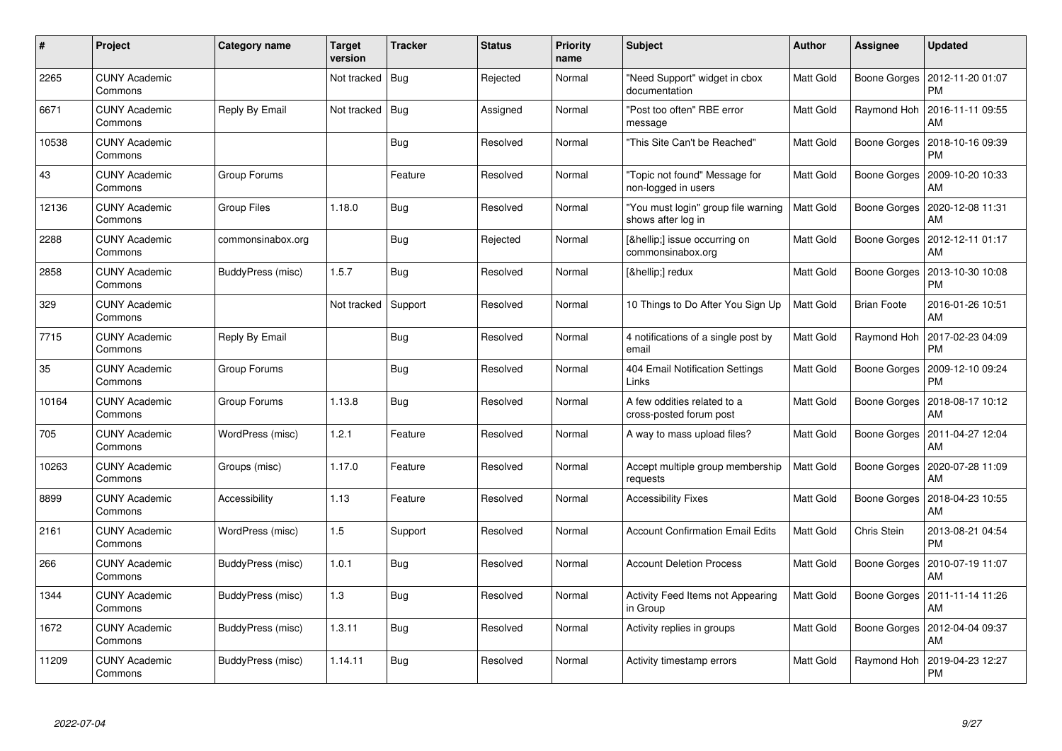| # | Project | Category name | Target version | Tracker | Status | Priority name | Subject | Author | Assignee | Updated |
|---|---|---|---|---|---|---|---|---|---|---|
| 2265 | CUNY Academic Commons | | Not tracked | Bug | Rejected | Normal | "Need Support" widget in cbox documentation | Matt Gold | Boone Gorges | 2012-11-20 01:07 PM |
| 6671 | CUNY Academic Commons | Reply By Email | Not tracked | Bug | Assigned | Normal | "Post too often" RBE error message | Matt Gold | Raymond Hoh | 2016-11-11 09:55 AM |
| 10538 | CUNY Academic Commons | | | Bug | Resolved | Normal | "This Site Can't be Reached" | Matt Gold | Boone Gorges | 2018-10-16 09:39 PM |
| 43 | CUNY Academic Commons | Group Forums | | Feature | Resolved | Normal | "Topic not found" Message for non-logged in users | Matt Gold | Boone Gorges | 2009-10-20 10:33 AM |
| 12136 | CUNY Academic Commons | Group Files | 1.18.0 | Bug | Resolved | Normal | "You must login" group file warning shows after log in | Matt Gold | Boone Gorges | 2020-12-08 11:31 AM |
| 2288 | CUNY Academic Commons | commonsinabox.org | | Bug | Rejected | Normal | [&hellip;] issue occurring on commonsinabox.org | Matt Gold | Boone Gorges | 2012-12-11 01:17 AM |
| 2858 | CUNY Academic Commons | BuddyPress (misc) | 1.5.7 | Bug | Resolved | Normal | [&hellip;] redux | Matt Gold | Boone Gorges | 2013-10-30 10:08 PM |
| 329 | CUNY Academic Commons | | Not tracked | Support | Resolved | Normal | 10 Things to Do After You Sign Up | Matt Gold | Brian Foote | 2016-01-26 10:51 AM |
| 7715 | CUNY Academic Commons | Reply By Email | | Bug | Resolved | Normal | 4 notifications of a single post by email | Matt Gold | Raymond Hoh | 2017-02-23 04:09 PM |
| 35 | CUNY Academic Commons | Group Forums | | Bug | Resolved | Normal | 404 Email Notification Settings Links | Matt Gold | Boone Gorges | 2009-12-10 09:24 PM |
| 10164 | CUNY Academic Commons | Group Forums | 1.13.8 | Bug | Resolved | Normal | A few oddities related to a cross-posted forum post | Matt Gold | Boone Gorges | 2018-08-17 10:12 AM |
| 705 | CUNY Academic Commons | WordPress (misc) | 1.2.1 | Feature | Resolved | Normal | A way to mass upload files? | Matt Gold | Boone Gorges | 2011-04-27 12:04 AM |
| 10263 | CUNY Academic Commons | Groups (misc) | 1.17.0 | Feature | Resolved | Normal | Accept multiple group membership requests | Matt Gold | Boone Gorges | 2020-07-28 11:09 AM |
| 8899 | CUNY Academic Commons | Accessibility | 1.13 | Feature | Resolved | Normal | Accessibility Fixes | Matt Gold | Boone Gorges | 2018-04-23 10:55 AM |
| 2161 | CUNY Academic Commons | WordPress (misc) | 1.5 | Support | Resolved | Normal | Account Confirmation Email Edits | Matt Gold | Chris Stein | 2013-08-21 04:54 PM |
| 266 | CUNY Academic Commons | BuddyPress (misc) | 1.0.1 | Bug | Resolved | Normal | Account Deletion Process | Matt Gold | Boone Gorges | 2010-07-19 11:07 AM |
| 1344 | CUNY Academic Commons | BuddyPress (misc) | 1.3 | Bug | Resolved | Normal | Activity Feed Items not Appearing in Group | Matt Gold | Boone Gorges | 2011-11-14 11:26 AM |
| 1672 | CUNY Academic Commons | BuddyPress (misc) | 1.3.11 | Bug | Resolved | Normal | Activity replies in groups | Matt Gold | Boone Gorges | 2012-04-04 09:37 AM |
| 11209 | CUNY Academic Commons | BuddyPress (misc) | 1.14.11 | Bug | Resolved | Normal | Activity timestamp errors | Matt Gold | Raymond Hoh | 2019-04-23 12:27 PM |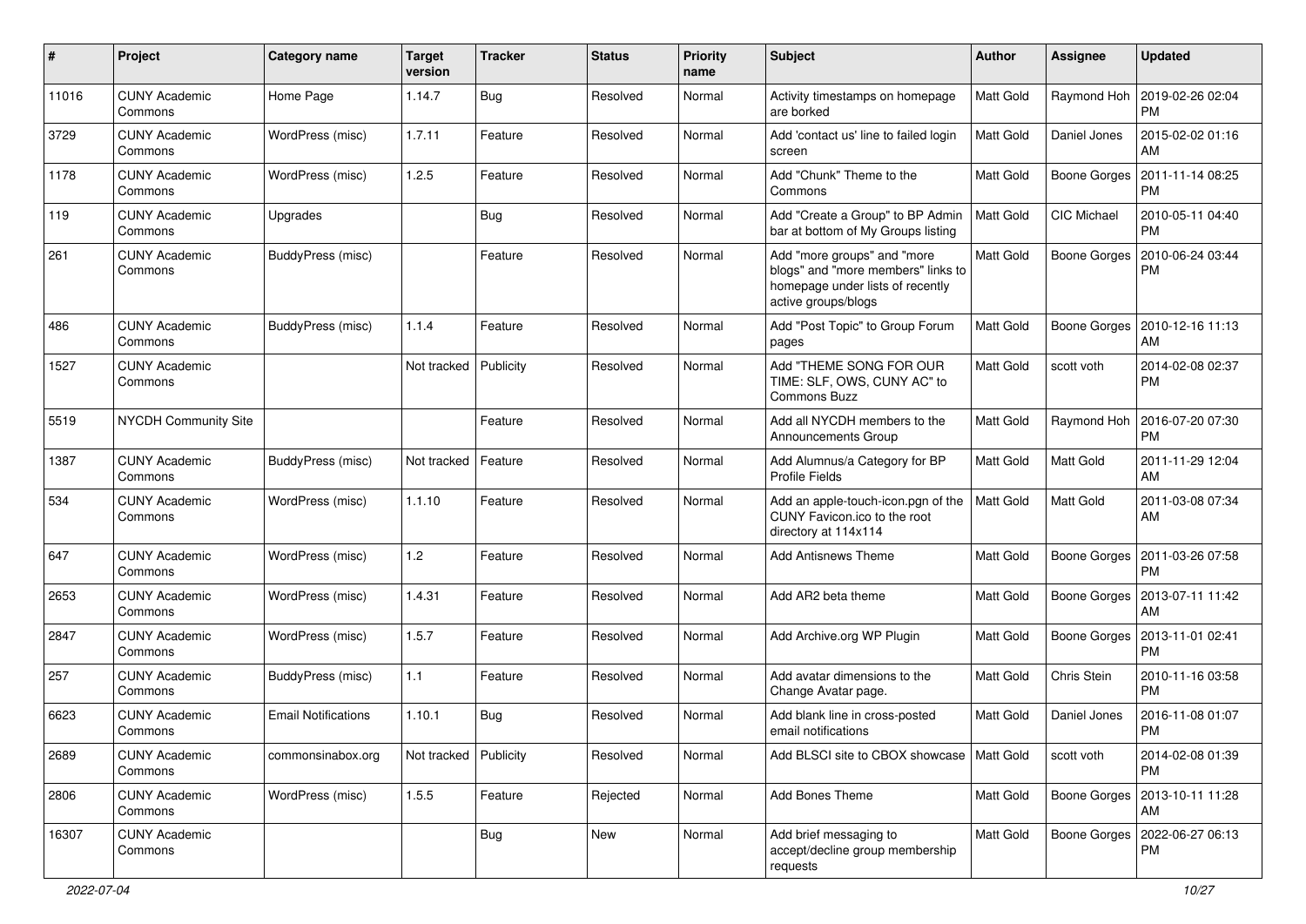| # | Project | Category name | Target version | Tracker | Status | Priority name | Subject | Author | Assignee | Updated |
|---|---|---|---|---|---|---|---|---|---|---|
| 11016 | CUNY Academic Commons | Home Page | 1.14.7 | Bug | Resolved | Normal | Activity timestamps on homepage are borked | Matt Gold | Raymond Hoh | 2019-02-26 02:04 PM |
| 3729 | CUNY Academic Commons | WordPress (misc) | 1.7.11 | Feature | Resolved | Normal | Add 'contact us' line to failed login screen | Matt Gold | Daniel Jones | 2015-02-02 01:16 AM |
| 1178 | CUNY Academic Commons | WordPress (misc) | 1.2.5 | Feature | Resolved | Normal | Add "Chunk" Theme to the Commons | Matt Gold | Boone Gorges | 2011-11-14 08:25 PM |
| 119 | CUNY Academic Commons | Upgrades | | Bug | Resolved | Normal | Add "Create a Group" to BP Admin bar at bottom of My Groups listing | Matt Gold | CIC Michael | 2010-05-11 04:40 PM |
| 261 | CUNY Academic Commons | BuddyPress (misc) | | Feature | Resolved | Normal | Add "more groups" and "more blogs" and "more members" links to homepage under lists of recently active groups/blogs | Matt Gold | Boone Gorges | 2010-06-24 03:44 PM |
| 486 | CUNY Academic Commons | BuddyPress (misc) | 1.1.4 | Feature | Resolved | Normal | Add "Post Topic" to Group Forum pages | Matt Gold | Boone Gorges | 2010-12-16 11:13 AM |
| 1527 | CUNY Academic Commons | | Not tracked | Publicity | Resolved | Normal | Add "THEME SONG FOR OUR TIME: SLF, OWS, CUNY AC" to Commons Buzz | Matt Gold | scott voth | 2014-02-08 02:37 PM |
| 5519 | NYCDH Community Site | | | Feature | Resolved | Normal | Add all NYCDH members to the Announcements Group | Matt Gold | Raymond Hoh | 2016-07-20 07:30 PM |
| 1387 | CUNY Academic Commons | BuddyPress (misc) | Not tracked | Feature | Resolved | Normal | Add Alumnus/a Category for BP Profile Fields | Matt Gold | Matt Gold | 2011-11-29 12:04 AM |
| 534 | CUNY Academic Commons | WordPress (misc) | 1.1.10 | Feature | Resolved | Normal | Add an apple-touch-icon.pgn of the CUNY Favicon.ico to the root directory at 114x114 | Matt Gold | Matt Gold | 2011-03-08 07:34 AM |
| 647 | CUNY Academic Commons | WordPress (misc) | 1.2 | Feature | Resolved | Normal | Add Antisnews Theme | Matt Gold | Boone Gorges | 2011-03-26 07:58 PM |
| 2653 | CUNY Academic Commons | WordPress (misc) | 1.4.31 | Feature | Resolved | Normal | Add AR2 beta theme | Matt Gold | Boone Gorges | 2013-07-11 11:42 AM |
| 2847 | CUNY Academic Commons | WordPress (misc) | 1.5.7 | Feature | Resolved | Normal | Add Archive.org WP Plugin | Matt Gold | Boone Gorges | 2013-11-01 02:41 PM |
| 257 | CUNY Academic Commons | BuddyPress (misc) | 1.1 | Feature | Resolved | Normal | Add avatar dimensions to the Change Avatar page. | Matt Gold | Chris Stein | 2010-11-16 03:58 PM |
| 6623 | CUNY Academic Commons | Email Notifications | 1.10.1 | Bug | Resolved | Normal | Add blank line in cross-posted email notifications | Matt Gold | Daniel Jones | 2016-11-08 01:07 PM |
| 2689 | CUNY Academic Commons | commonsinabox.org | Not tracked | Publicity | Resolved | Normal | Add BLSCI site to CBOX showcase | Matt Gold | scott voth | 2014-02-08 01:39 PM |
| 2806 | CUNY Academic Commons | WordPress (misc) | 1.5.5 | Feature | Rejected | Normal | Add Bones Theme | Matt Gold | Boone Gorges | 2013-10-11 11:28 AM |
| 16307 | CUNY Academic Commons | | | Bug | New | Normal | Add brief messaging to accept/decline group membership requests | Matt Gold | Boone Gorges | 2022-06-27 06:13 PM |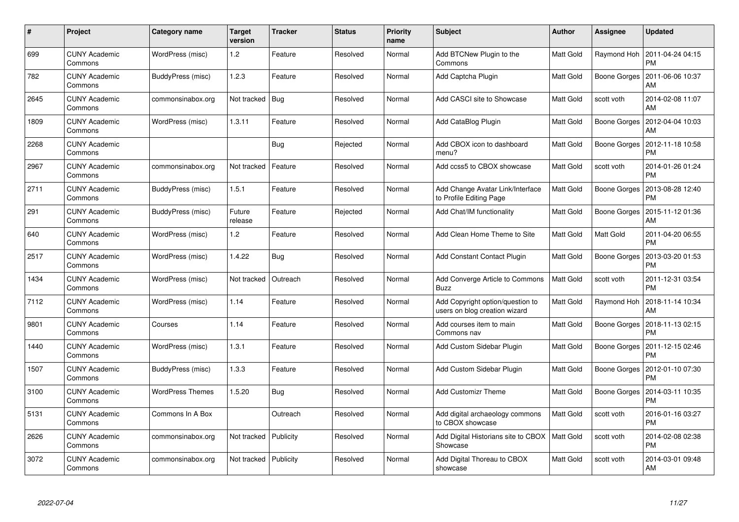| # | Project | Category name | Target version | Tracker | Status | Priority name | Subject | Author | Assignee | Updated |
|---|---|---|---|---|---|---|---|---|---|---|
| 699 | CUNY Academic Commons | WordPress (misc) | 1.2 | Feature | Resolved | Normal | Add BTCNew Plugin to the Commons | Matt Gold | Raymond Hoh | 2011-04-24 04:15 PM |
| 782 | CUNY Academic Commons | BuddyPress (misc) | 1.2.3 | Feature | Resolved | Normal | Add Captcha Plugin | Matt Gold | Boone Gorges | 2011-06-06 10:37 AM |
| 2645 | CUNY Academic Commons | commonsinabox.org | Not tracked | Bug | Resolved | Normal | Add CASCI site to Showcase | Matt Gold | scott voth | 2014-02-08 11:07 AM |
| 1809 | CUNY Academic Commons | WordPress (misc) | 1.3.11 | Feature | Resolved | Normal | Add CataBlog Plugin | Matt Gold | Boone Gorges | 2012-04-04 10:03 AM |
| 2268 | CUNY Academic Commons | | | Bug | Rejected | Normal | Add CBOX icon to dashboard menu? | Matt Gold | Boone Gorges | 2012-11-18 10:58 PM |
| 2967 | CUNY Academic Commons | commonsinabox.org | Not tracked | Feature | Resolved | Normal | Add ccss5 to CBOX showcase | Matt Gold | scott voth | 2014-01-26 01:24 PM |
| 2711 | CUNY Academic Commons | BuddyPress (misc) | 1.5.1 | Feature | Resolved | Normal | Add Change Avatar Link/Interface to Profile Editing Page | Matt Gold | Boone Gorges | 2013-08-28 12:40 PM |
| 291 | CUNY Academic Commons | BuddyPress (misc) | Future release | Feature | Rejected | Normal | Add Chat/IM functionality | Matt Gold | Boone Gorges | 2015-11-12 01:36 AM |
| 640 | CUNY Academic Commons | WordPress (misc) | 1.2 | Feature | Resolved | Normal | Add Clean Home Theme to Site | Matt Gold | Matt Gold | 2011-04-20 06:55 PM |
| 2517 | CUNY Academic Commons | WordPress (misc) | 1.4.22 | Bug | Resolved | Normal | Add Constant Contact Plugin | Matt Gold | Boone Gorges | 2013-03-20 01:53 PM |
| 1434 | CUNY Academic Commons | WordPress (misc) | Not tracked | Outreach | Resolved | Normal | Add Converge Article to Commons Buzz | Matt Gold | scott voth | 2011-12-31 03:54 PM |
| 7112 | CUNY Academic Commons | WordPress (misc) | 1.14 | Feature | Resolved | Normal | Add Copyright option/question to users on blog creation wizard | Matt Gold | Raymond Hoh | 2018-11-14 10:34 AM |
| 9801 | CUNY Academic Commons | Courses | 1.14 | Feature | Resolved | Normal | Add courses item to main Commons nav | Matt Gold | Boone Gorges | 2018-11-13 02:15 PM |
| 1440 | CUNY Academic Commons | WordPress (misc) | 1.3.1 | Feature | Resolved | Normal | Add Custom Sidebar Plugin | Matt Gold | Boone Gorges | 2011-12-15 02:46 PM |
| 1507 | CUNY Academic Commons | BuddyPress (misc) | 1.3.3 | Feature | Resolved | Normal | Add Custom Sidebar Plugin | Matt Gold | Boone Gorges | 2012-01-10 07:30 PM |
| 3100 | CUNY Academic Commons | WordPress Themes | 1.5.20 | Bug | Resolved | Normal | Add Customizr Theme | Matt Gold | Boone Gorges | 2014-03-11 10:35 PM |
| 5131 | CUNY Academic Commons | Commons In A Box | | Outreach | Resolved | Normal | Add digital archaeology commons to CBOX showcase | Matt Gold | scott voth | 2016-01-16 03:27 PM |
| 2626 | CUNY Academic Commons | commonsinabox.org | Not tracked | Publicity | Resolved | Normal | Add Digital Historians site to CBOX Showcase | Matt Gold | scott voth | 2014-02-08 02:38 PM |
| 3072 | CUNY Academic Commons | commonsinabox.org | Not tracked | Publicity | Resolved | Normal | Add Digital Thoreau to CBOX showcase | Matt Gold | scott voth | 2014-03-01 09:48 AM |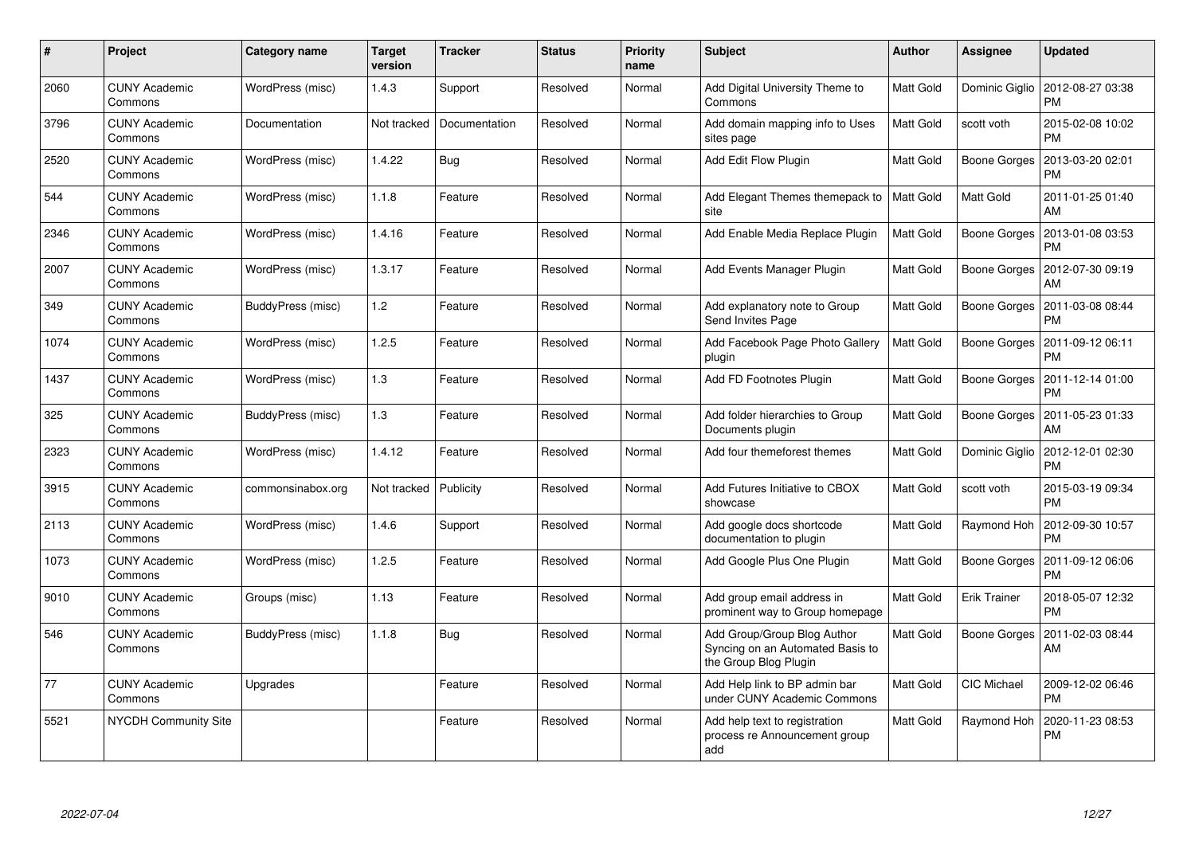| # | Project | Category name | Target version | Tracker | Status | Priority name | Subject | Author | Assignee | Updated |
|---|---|---|---|---|---|---|---|---|---|---|
| 2060 | CUNY Academic Commons | WordPress (misc) | 1.4.3 | Support | Resolved | Normal | Add Digital University Theme to Commons | Matt Gold | Dominic Giglio | 2012-08-27 03:38 PM |
| 3796 | CUNY Academic Commons | Documentation | Not tracked | Documentation | Resolved | Normal | Add domain mapping info to Uses sites page | Matt Gold | scott voth | 2015-02-08 10:02 PM |
| 2520 | CUNY Academic Commons | WordPress (misc) | 1.4.22 | Bug | Resolved | Normal | Add Edit Flow Plugin | Matt Gold | Boone Gorges | 2013-03-20 02:01 PM |
| 544 | CUNY Academic Commons | WordPress (misc) | 1.1.8 | Feature | Resolved | Normal | Add Elegant Themes themepack to site | Matt Gold | Matt Gold | 2011-01-25 01:40 AM |
| 2346 | CUNY Academic Commons | WordPress (misc) | 1.4.16 | Feature | Resolved | Normal | Add Enable Media Replace Plugin | Matt Gold | Boone Gorges | 2013-01-08 03:53 PM |
| 2007 | CUNY Academic Commons | WordPress (misc) | 1.3.17 | Feature | Resolved | Normal | Add Events Manager Plugin | Matt Gold | Boone Gorges | 2012-07-30 09:19 AM |
| 349 | CUNY Academic Commons | BuddyPress (misc) | 1.2 | Feature | Resolved | Normal | Add explanatory note to Group Send Invites Page | Matt Gold | Boone Gorges | 2011-03-08 08:44 PM |
| 1074 | CUNY Academic Commons | WordPress (misc) | 1.2.5 | Feature | Resolved | Normal | Add Facebook Page Photo Gallery plugin | Matt Gold | Boone Gorges | 2011-09-12 06:11 PM |
| 1437 | CUNY Academic Commons | WordPress (misc) | 1.3 | Feature | Resolved | Normal | Add FD Footnotes Plugin | Matt Gold | Boone Gorges | 2011-12-14 01:00 PM |
| 325 | CUNY Academic Commons | BuddyPress (misc) | 1.3 | Feature | Resolved | Normal | Add folder hierarchies to Group Documents plugin | Matt Gold | Boone Gorges | 2011-05-23 01:33 AM |
| 2323 | CUNY Academic Commons | WordPress (misc) | 1.4.12 | Feature | Resolved | Normal | Add four themeforest themes | Matt Gold | Dominic Giglio | 2012-12-01 02:30 PM |
| 3915 | CUNY Academic Commons | commonsinabox.org | Not tracked | Publicity | Resolved | Normal | Add Futures Initiative to CBOX showcase | Matt Gold | scott voth | 2015-03-19 09:34 PM |
| 2113 | CUNY Academic Commons | WordPress (misc) | 1.4.6 | Support | Resolved | Normal | Add google docs shortcode documentation to plugin | Matt Gold | Raymond Hoh | 2012-09-30 10:57 PM |
| 1073 | CUNY Academic Commons | WordPress (misc) | 1.2.5 | Feature | Resolved | Normal | Add Google Plus One Plugin | Matt Gold | Boone Gorges | 2011-09-12 06:06 PM |
| 9010 | CUNY Academic Commons | Groups (misc) | 1.13 | Feature | Resolved | Normal | Add group email address in prominent way to Group homepage | Matt Gold | Erik Trainer | 2018-05-07 12:32 PM |
| 546 | CUNY Academic Commons | BuddyPress (misc) | 1.1.8 | Bug | Resolved | Normal | Add Group/Group Blog Author Syncing on an Automated Basis to the Group Blog Plugin | Matt Gold | Boone Gorges | 2011-02-03 08:44 AM |
| 77 | CUNY Academic Commons | Upgrades | | Feature | Resolved | Normal | Add Help link to BP admin bar under CUNY Academic Commons | Matt Gold | CIC Michael | 2009-12-02 06:46 PM |
| 5521 | NYCDH Community Site | | | Feature | Resolved | Normal | Add help text to registration process re Announcement group add | Matt Gold | Raymond Hoh | 2020-11-23 08:53 PM |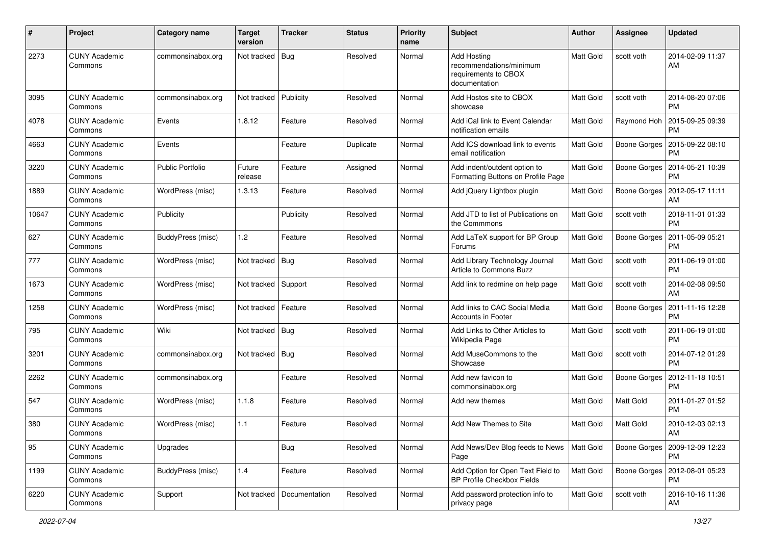| # | Project | Category name | Target version | Tracker | Status | Priority name | Subject | Author | Assignee | Updated |
|---|---|---|---|---|---|---|---|---|---|---|
| 2273 | CUNY Academic Commons | commonsinabox.org | Not tracked | Bug | Resolved | Normal | Add Hosting recommendations/minimum requirements to CBOX documentation | Matt Gold | scott voth | 2014-02-09 11:37 AM |
| 3095 | CUNY Academic Commons | commonsinabox.org | Not tracked | Publicity | Resolved | Normal | Add Hostos site to CBOX showcase | Matt Gold | scott voth | 2014-08-20 07:06 PM |
| 4078 | CUNY Academic Commons | Events | 1.8.12 | Feature | Resolved | Normal | Add iCal link to Event Calendar notification emails | Matt Gold | Raymond Hoh | 2015-09-25 09:39 PM |
| 4663 | CUNY Academic Commons | Events | | Feature | Duplicate | Normal | Add ICS download link to events email notification | Matt Gold | Boone Gorges | 2015-09-22 08:10 PM |
| 3220 | CUNY Academic Commons | Public Portfolio | Future release | Feature | Assigned | Normal | Add indent/outdent option to Formatting Buttons on Profile Page | Matt Gold | Boone Gorges | 2014-05-21 10:39 PM |
| 1889 | CUNY Academic Commons | WordPress (misc) | 1.3.13 | Feature | Resolved | Normal | Add jQuery Lightbox plugin | Matt Gold | Boone Gorges | 2012-05-17 11:11 AM |
| 10647 | CUNY Academic Commons | Publicity | | Publicity | Resolved | Normal | Add JTD to list of Publications on the Commmons | Matt Gold | scott voth | 2018-11-01 01:33 PM |
| 627 | CUNY Academic Commons | BuddyPress (misc) | 1.2 | Feature | Resolved | Normal | Add LaTeX support for BP Group Forums | Matt Gold | Boone Gorges | 2011-05-09 05:21 PM |
| 777 | CUNY Academic Commons | WordPress (misc) | Not tracked | Bug | Resolved | Normal | Add Library Technology Journal Article to Commons Buzz | Matt Gold | scott voth | 2011-06-19 01:00 PM |
| 1673 | CUNY Academic Commons | WordPress (misc) | Not tracked | Support | Resolved | Normal | Add link to redmine on help page | Matt Gold | scott voth | 2014-02-08 09:50 AM |
| 1258 | CUNY Academic Commons | WordPress (misc) | Not tracked | Feature | Resolved | Normal | Add links to CAC Social Media Accounts in Footer | Matt Gold | Boone Gorges | 2011-11-16 12:28 PM |
| 795 | CUNY Academic Commons | Wiki | Not tracked | Bug | Resolved | Normal | Add Links to Other Articles to Wikipedia Page | Matt Gold | scott voth | 2011-06-19 01:00 PM |
| 3201 | CUNY Academic Commons | commonsinabox.org | Not tracked | Bug | Resolved | Normal | Add MuseCommons to the Showcase | Matt Gold | scott voth | 2014-07-12 01:29 PM |
| 2262 | CUNY Academic Commons | commonsinabox.org | | Feature | Resolved | Normal | Add new favicon to commonsinabox.org | Matt Gold | Boone Gorges | 2012-11-18 10:51 PM |
| 547 | CUNY Academic Commons | WordPress (misc) | 1.1.8 | Feature | Resolved | Normal | Add new themes | Matt Gold | Matt Gold | 2011-01-27 01:52 PM |
| 380 | CUNY Academic Commons | WordPress (misc) | 1.1 | Feature | Resolved | Normal | Add New Themes to Site | Matt Gold | Matt Gold | 2010-12-03 02:13 AM |
| 95 | CUNY Academic Commons | Upgrades | | Bug | Resolved | Normal | Add News/Dev Blog feeds to News Page | Matt Gold | Boone Gorges | 2009-12-09 12:23 PM |
| 1199 | CUNY Academic Commons | BuddyPress (misc) | 1.4 | Feature | Resolved | Normal | Add Option for Open Text Field to BP Profile Checkbox Fields | Matt Gold | Boone Gorges | 2012-08-01 05:23 PM |
| 6220 | CUNY Academic Commons | Support | Not tracked | Documentation | Resolved | Normal | Add password protection info to privacy page | Matt Gold | scott voth | 2016-10-16 11:36 AM |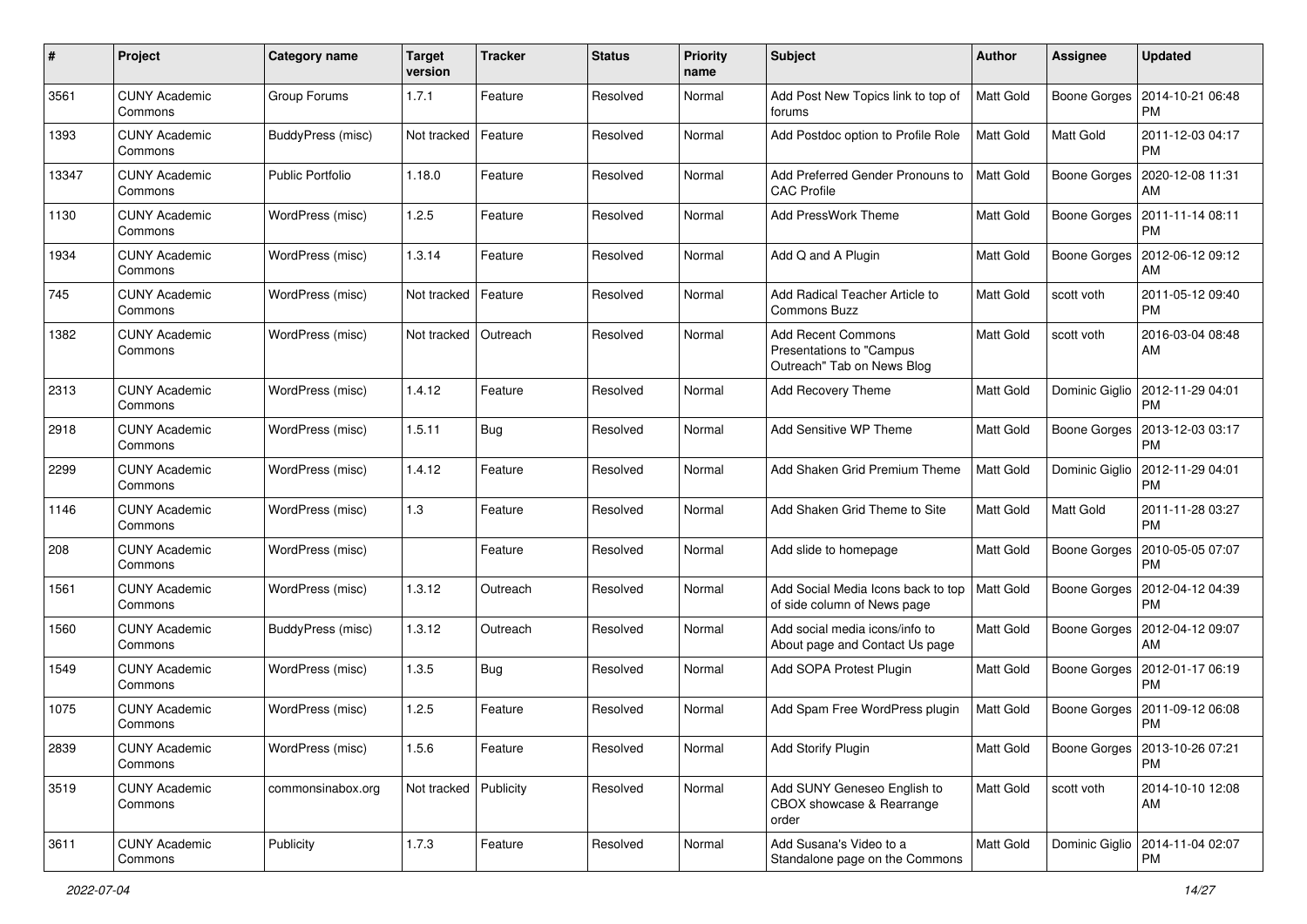| # | Project | Category name | Target version | Tracker | Status | Priority name | Subject | Author | Assignee | Updated |
|---|---|---|---|---|---|---|---|---|---|---|
| 3561 | CUNY Academic Commons | Group Forums | 1.7.1 | Feature | Resolved | Normal | Add Post New Topics link to top of forums | Matt Gold | Boone Gorges | 2014-10-21 06:48 PM |
| 1393 | CUNY Academic Commons | BuddyPress (misc) | Not tracked | Feature | Resolved | Normal | Add Postdoc option to Profile Role | Matt Gold | Matt Gold | 2011-12-03 04:17 PM |
| 13347 | CUNY Academic Commons | Public Portfolio | 1.18.0 | Feature | Resolved | Normal | Add Preferred Gender Pronouns to CAC Profile | Matt Gold | Boone Gorges | 2020-12-08 11:31 AM |
| 1130 | CUNY Academic Commons | WordPress (misc) | 1.2.5 | Feature | Resolved | Normal | Add PressWork Theme | Matt Gold | Boone Gorges | 2011-11-14 08:11 PM |
| 1934 | CUNY Academic Commons | WordPress (misc) | 1.3.14 | Feature | Resolved | Normal | Add Q and A Plugin | Matt Gold | Boone Gorges | 2012-06-12 09:12 AM |
| 745 | CUNY Academic Commons | WordPress (misc) | Not tracked | Feature | Resolved | Normal | Add Radical Teacher Article to Commons Buzz | Matt Gold | scott voth | 2011-05-12 09:40 PM |
| 1382 | CUNY Academic Commons | WordPress (misc) | Not tracked | Outreach | Resolved | Normal | Add Recent Commons Presentations to "Campus Outreach" Tab on News Blog | Matt Gold | scott voth | 2016-03-04 08:48 AM |
| 2313 | CUNY Academic Commons | WordPress (misc) | 1.4.12 | Feature | Resolved | Normal | Add Recovery Theme | Matt Gold | Dominic Giglio | 2012-11-29 04:01 PM |
| 2918 | CUNY Academic Commons | WordPress (misc) | 1.5.11 | Bug | Resolved | Normal | Add Sensitive WP Theme | Matt Gold | Boone Gorges | 2013-12-03 03:17 PM |
| 2299 | CUNY Academic Commons | WordPress (misc) | 1.4.12 | Feature | Resolved | Normal | Add Shaken Grid Premium Theme | Matt Gold | Dominic Giglio | 2012-11-29 04:01 PM |
| 1146 | CUNY Academic Commons | WordPress (misc) | 1.3 | Feature | Resolved | Normal | Add Shaken Grid Theme to Site | Matt Gold | Matt Gold | 2011-11-28 03:27 PM |
| 208 | CUNY Academic Commons | WordPress (misc) | | Feature | Resolved | Normal | Add slide to homepage | Matt Gold | Boone Gorges | 2010-05-05 07:07 PM |
| 1561 | CUNY Academic Commons | WordPress (misc) | 1.3.12 | Outreach | Resolved | Normal | Add Social Media Icons back to top of side column of News page | Matt Gold | Boone Gorges | 2012-04-12 04:39 PM |
| 1560 | CUNY Academic Commons | BuddyPress (misc) | 1.3.12 | Outreach | Resolved | Normal | Add social media icons/info to About page and Contact Us page | Matt Gold | Boone Gorges | 2012-04-12 09:07 AM |
| 1549 | CUNY Academic Commons | WordPress (misc) | 1.3.5 | Bug | Resolved | Normal | Add SOPA Protest Plugin | Matt Gold | Boone Gorges | 2012-01-17 06:19 PM |
| 1075 | CUNY Academic Commons | WordPress (misc) | 1.2.5 | Feature | Resolved | Normal | Add Spam Free WordPress plugin | Matt Gold | Boone Gorges | 2011-09-12 06:08 PM |
| 2839 | CUNY Academic Commons | WordPress (misc) | 1.5.6 | Feature | Resolved | Normal | Add Storify Plugin | Matt Gold | Boone Gorges | 2013-10-26 07:21 PM |
| 3519 | CUNY Academic Commons | commonsinabox.org | Not tracked | Publicity | Resolved | Normal | Add SUNY Geneseo English to CBOX showcase & Rearrange order | Matt Gold | scott voth | 2014-10-10 12:08 AM |
| 3611 | CUNY Academic Commons | Publicity | 1.7.3 | Feature | Resolved | Normal | Add Susana's Video to a Standalone page on the Commons | Matt Gold | Dominic Giglio | 2014-11-04 02:07 PM |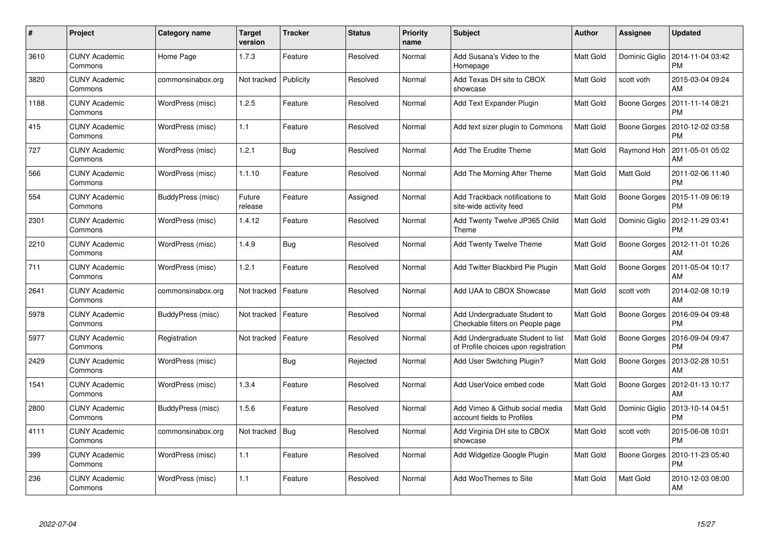| # | Project | Category name | Target version | Tracker | Status | Priority name | Subject | Author | Assignee | Updated |
|---|---|---|---|---|---|---|---|---|---|---|
| 3610 | CUNY Academic Commons | Home Page | 1.7.3 | Feature | Resolved | Normal | Add Susana's Video to the Homepage | Matt Gold | Dominic Giglio | 2014-11-04 03:42 PM |
| 3820 | CUNY Academic Commons | commonsinabox.org | Not tracked | Publicity | Resolved | Normal | Add Texas DH site to CBOX showcase | Matt Gold | scott voth | 2015-03-04 09:24 AM |
| 1188 | CUNY Academic Commons | WordPress (misc) | 1.2.5 | Feature | Resolved | Normal | Add Text Expander Plugin | Matt Gold | Boone Gorges | 2011-11-14 08:21 PM |
| 415 | CUNY Academic Commons | WordPress (misc) | 1.1 | Feature | Resolved | Normal | Add text sizer plugin to Commons | Matt Gold | Boone Gorges | 2010-12-02 03:58 PM |
| 727 | CUNY Academic Commons | WordPress (misc) | 1.2.1 | Bug | Resolved | Normal | Add The Erudite Theme | Matt Gold | Raymond Hoh | 2011-05-01 05:02 AM |
| 566 | CUNY Academic Commons | WordPress (misc) | 1.1.10 | Feature | Resolved | Normal | Add The Morning After Theme | Matt Gold | Matt Gold | 2011-02-06 11:40 PM |
| 554 | CUNY Academic Commons | BuddyPress (misc) | Future release | Feature | Assigned | Normal | Add Trackback notifications to site-wide activity feed | Matt Gold | Boone Gorges | 2015-11-09 06:19 PM |
| 2301 | CUNY Academic Commons | WordPress (misc) | 1.4.12 | Feature | Resolved | Normal | Add Twenty Twelve JP365 Child Theme | Matt Gold | Dominic Giglio | 2012-11-29 03:41 PM |
| 2210 | CUNY Academic Commons | WordPress (misc) | 1.4.9 | Bug | Resolved | Normal | Add Twenty Twelve Theme | Matt Gold | Boone Gorges | 2012-11-01 10:26 AM |
| 711 | CUNY Academic Commons | WordPress (misc) | 1.2.1 | Feature | Resolved | Normal | Add Twitter Blackbird Pie Plugin | Matt Gold | Boone Gorges | 2011-05-04 10:17 AM |
| 2641 | CUNY Academic Commons | commonsinabox.org | Not tracked | Feature | Resolved | Normal | Add UAA to CBOX Showcase | Matt Gold | scott voth | 2014-02-08 10:19 AM |
| 5978 | CUNY Academic Commons | BuddyPress (misc) | Not tracked | Feature | Resolved | Normal | Add Undergraduate Student to Checkable filters on People page | Matt Gold | Boone Gorges | 2016-09-04 09:48 PM |
| 5977 | CUNY Academic Commons | Registration | Not tracked | Feature | Resolved | Normal | Add Undergraduate Student to list of Profile choices upon registration | Matt Gold | Boone Gorges | 2016-09-04 09:47 PM |
| 2429 | CUNY Academic Commons | WordPress (misc) | | Bug | Rejected | Normal | Add User Switching Plugin? | Matt Gold | Boone Gorges | 2013-02-28 10:51 AM |
| 1541 | CUNY Academic Commons | WordPress (misc) | 1.3.4 | Feature | Resolved | Normal | Add UserVoice embed code | Matt Gold | Boone Gorges | 2012-01-13 10:17 AM |
| 2800 | CUNY Academic Commons | BuddyPress (misc) | 1.5.6 | Feature | Resolved | Normal | Add Vimeo & Github social media account fields to Profiles | Matt Gold | Dominic Giglio | 2013-10-14 04:51 PM |
| 4111 | CUNY Academic Commons | commonsinabox.org | Not tracked | Bug | Resolved | Normal | Add Virginia DH site to CBOX showcase | Matt Gold | scott voth | 2015-06-08 10:01 PM |
| 399 | CUNY Academic Commons | WordPress (misc) | 1.1 | Feature | Resolved | Normal | Add Widgetize Google Plugin | Matt Gold | Boone Gorges | 2010-11-23 05:40 PM |
| 236 | CUNY Academic Commons | WordPress (misc) | 1.1 | Feature | Resolved | Normal | Add WooThemes to Site | Matt Gold | Matt Gold | 2010-12-03 08:00 AM |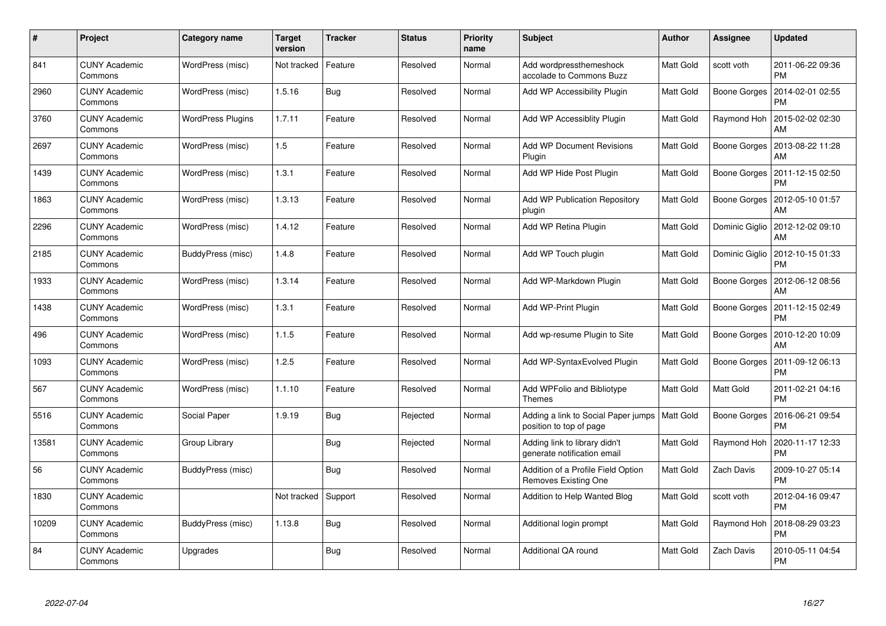| # | Project | Category name | Target version | Tracker | Status | Priority name | Subject | Author | Assignee | Updated |
|---|---|---|---|---|---|---|---|---|---|---|
| 841 | CUNY Academic Commons | WordPress (misc) | Not tracked | Feature | Resolved | Normal | Add wordpressthemeshock accolade to Commons Buzz | Matt Gold | scott voth | 2011-06-22 09:36 PM |
| 2960 | CUNY Academic Commons | WordPress (misc) | 1.5.16 | Bug | Resolved | Normal | Add WP Accessibility Plugin | Matt Gold | Boone Gorges | 2014-02-01 02:55 PM |
| 3760 | CUNY Academic Commons | WordPress Plugins | 1.7.11 | Feature | Resolved | Normal | Add WP Accessiblity Plugin | Matt Gold | Raymond Hoh | 2015-02-02 02:30 AM |
| 2697 | CUNY Academic Commons | WordPress (misc) | 1.5 | Feature | Resolved | Normal | Add WP Document Revisions Plugin | Matt Gold | Boone Gorges | 2013-08-22 11:28 AM |
| 1439 | CUNY Academic Commons | WordPress (misc) | 1.3.1 | Feature | Resolved | Normal | Add WP Hide Post Plugin | Matt Gold | Boone Gorges | 2011-12-15 02:50 PM |
| 1863 | CUNY Academic Commons | WordPress (misc) | 1.3.13 | Feature | Resolved | Normal | Add WP Publication Repository plugin | Matt Gold | Boone Gorges | 2012-05-10 01:57 AM |
| 2296 | CUNY Academic Commons | WordPress (misc) | 1.4.12 | Feature | Resolved | Normal | Add WP Retina Plugin | Matt Gold | Dominic Giglio | 2012-12-02 09:10 AM |
| 2185 | CUNY Academic Commons | BuddyPress (misc) | 1.4.8 | Feature | Resolved | Normal | Add WP Touch plugin | Matt Gold | Dominic Giglio | 2012-10-15 01:33 PM |
| 1933 | CUNY Academic Commons | WordPress (misc) | 1.3.14 | Feature | Resolved | Normal | Add WP-Markdown Plugin | Matt Gold | Boone Gorges | 2012-06-12 08:56 AM |
| 1438 | CUNY Academic Commons | WordPress (misc) | 1.3.1 | Feature | Resolved | Normal | Add WP-Print Plugin | Matt Gold | Boone Gorges | 2011-12-15 02:49 PM |
| 496 | CUNY Academic Commons | WordPress (misc) | 1.1.5 | Feature | Resolved | Normal | Add wp-resume Plugin to Site | Matt Gold | Boone Gorges | 2010-12-20 10:09 AM |
| 1093 | CUNY Academic Commons | WordPress (misc) | 1.2.5 | Feature | Resolved | Normal | Add WP-SyntaxEvolved Plugin | Matt Gold | Boone Gorges | 2011-09-12 06:13 PM |
| 567 | CUNY Academic Commons | WordPress (misc) | 1.1.10 | Feature | Resolved | Normal | Add WPFolio and Bibliotype Themes | Matt Gold | Matt Gold | 2011-02-21 04:16 PM |
| 5516 | CUNY Academic Commons | Social Paper | 1.9.19 | Bug | Rejected | Normal | Adding a link to Social Paper jumps position to top of page | Matt Gold | Boone Gorges | 2016-06-21 09:54 PM |
| 13581 | CUNY Academic Commons | Group Library | | Bug | Rejected | Normal | Adding link to library didn't generate notification email | Matt Gold | Raymond Hoh | 2020-11-17 12:33 PM |
| 56 | CUNY Academic Commons | BuddyPress (misc) | | Bug | Resolved | Normal | Addition of a Profile Field Option Removes Existing One | Matt Gold | Zach Davis | 2009-10-27 05:14 PM |
| 1830 | CUNY Academic Commons | | Not tracked | Support | Resolved | Normal | Addition to Help Wanted Blog | Matt Gold | scott voth | 2012-04-16 09:47 PM |
| 10209 | CUNY Academic Commons | BuddyPress (misc) | 1.13.8 | Bug | Resolved | Normal | Additional login prompt | Matt Gold | Raymond Hoh | 2018-08-29 03:23 PM |
| 84 | CUNY Academic Commons | Upgrades | | Bug | Resolved | Normal | Additional QA round | Matt Gold | Zach Davis | 2010-05-11 04:54 PM |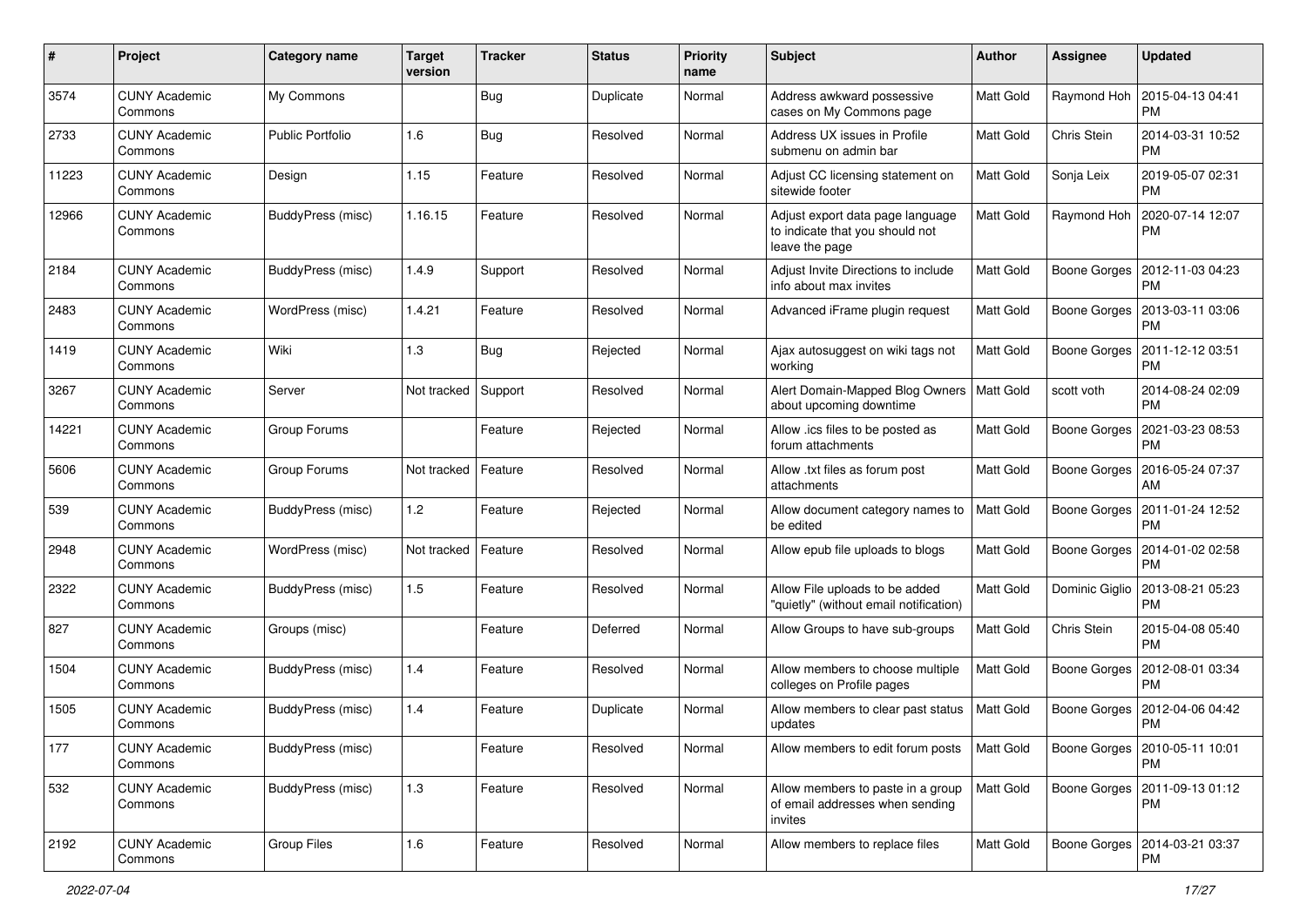| # | Project | Category name | Target version | Tracker | Status | Priority name | Subject | Author | Assignee | Updated |
|---|---|---|---|---|---|---|---|---|---|---|
| 3574 | CUNY Academic Commons | My Commons | | Bug | Duplicate | Normal | Address awkward possessive cases on My Commons page | Matt Gold | Raymond Hoh | 2015-04-13 04:41 PM |
| 2733 | CUNY Academic Commons | Public Portfolio | 1.6 | Bug | Resolved | Normal | Address UX issues in Profile submenu on admin bar | Matt Gold | Chris Stein | 2014-03-31 10:52 PM |
| 11223 | CUNY Academic Commons | Design | 1.15 | Feature | Resolved | Normal | Adjust CC licensing statement on sitewide footer | Matt Gold | Sonja Leix | 2019-05-07 02:31 PM |
| 12966 | CUNY Academic Commons | BuddyPress (misc) | 1.16.15 | Feature | Resolved | Normal | Adjust export data page language to indicate that you should not leave the page | Matt Gold | Raymond Hoh | 2020-07-14 12:07 PM |
| 2184 | CUNY Academic Commons | BuddyPress (misc) | 1.4.9 | Support | Resolved | Normal | Adjust Invite Directions to include info about max invites | Matt Gold | Boone Gorges | 2012-11-03 04:23 PM |
| 2483 | CUNY Academic Commons | WordPress (misc) | 1.4.21 | Feature | Resolved | Normal | Advanced iFrame plugin request | Matt Gold | Boone Gorges | 2013-03-11 03:06 PM |
| 1419 | CUNY Academic Commons | Wiki | 1.3 | Bug | Rejected | Normal | Ajax autosuggest on wiki tags not working | Matt Gold | Boone Gorges | 2011-12-12 03:51 PM |
| 3267 | CUNY Academic Commons | Server | Not tracked | Support | Resolved | Normal | Alert Domain-Mapped Blog Owners about upcoming downtime | Matt Gold | scott voth | 2014-08-24 02:09 PM |
| 14221 | CUNY Academic Commons | Group Forums | | Feature | Rejected | Normal | Allow .ics files to be posted as forum attachments | Matt Gold | Boone Gorges | 2021-03-23 08:53 PM |
| 5606 | CUNY Academic Commons | Group Forums | Not tracked | Feature | Resolved | Normal | Allow .txt files as forum post attachments | Matt Gold | Boone Gorges | 2016-05-24 07:37 AM |
| 539 | CUNY Academic Commons | BuddyPress (misc) | 1.2 | Feature | Rejected | Normal | Allow document category names to be edited | Matt Gold | Boone Gorges | 2011-01-24 12:52 PM |
| 2948 | CUNY Academic Commons | WordPress (misc) | Not tracked | Feature | Resolved | Normal | Allow epub file uploads to blogs | Matt Gold | Boone Gorges | 2014-01-02 02:58 PM |
| 2322 | CUNY Academic Commons | BuddyPress (misc) | 1.5 | Feature | Resolved | Normal | Allow File uploads to be added "quietly" (without email notification) | Matt Gold | Dominic Giglio | 2013-08-21 05:23 PM |
| 827 | CUNY Academic Commons | Groups (misc) | | Feature | Deferred | Normal | Allow Groups to have sub-groups | Matt Gold | Chris Stein | 2015-04-08 05:40 PM |
| 1504 | CUNY Academic Commons | BuddyPress (misc) | 1.4 | Feature | Resolved | Normal | Allow members to choose multiple colleges on Profile pages | Matt Gold | Boone Gorges | 2012-08-01 03:34 PM |
| 1505 | CUNY Academic Commons | BuddyPress (misc) | 1.4 | Feature | Duplicate | Normal | Allow members to clear past status updates | Matt Gold | Boone Gorges | 2012-04-06 04:42 PM |
| 177 | CUNY Academic Commons | BuddyPress (misc) | | Feature | Resolved | Normal | Allow members to edit forum posts | Matt Gold | Boone Gorges | 2010-05-11 10:01 PM |
| 532 | CUNY Academic Commons | BuddyPress (misc) | 1.3 | Feature | Resolved | Normal | Allow members to paste in a group of email addresses when sending invites | Matt Gold | Boone Gorges | 2011-09-13 01:12 PM |
| 2192 | CUNY Academic Commons | Group Files | 1.6 | Feature | Resolved | Normal | Allow members to replace files | Matt Gold | Boone Gorges | 2014-03-21 03:37 PM |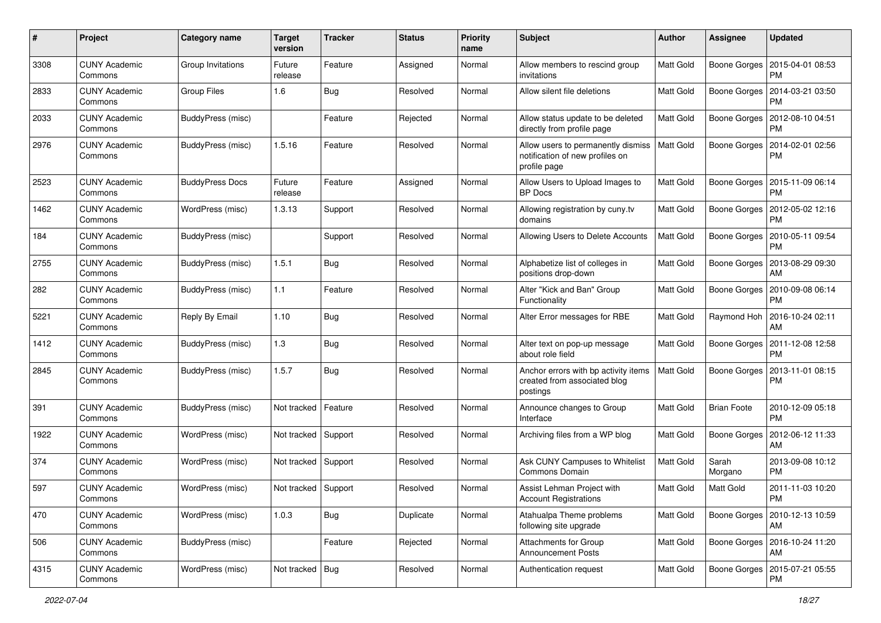| # | Project | Category name | Target version | Tracker | Status | Priority name | Subject | Author | Assignee | Updated |
|---|---|---|---|---|---|---|---|---|---|---|
| 3308 | CUNY Academic Commons | Group Invitations | Future release | Feature | Assigned | Normal | Allow members to rescind group invitations | Matt Gold | Boone Gorges | 2015-04-01 08:53 PM |
| 2833 | CUNY Academic Commons | Group Files | 1.6 | Bug | Resolved | Normal | Allow silent file deletions | Matt Gold | Boone Gorges | 2014-03-21 03:50 PM |
| 2033 | CUNY Academic Commons | BuddyPress (misc) | | Feature | Rejected | Normal | Allow status update to be deleted directly from profile page | Matt Gold | Boone Gorges | 2012-08-10 04:51 PM |
| 2976 | CUNY Academic Commons | BuddyPress (misc) | 1.5.16 | Feature | Resolved | Normal | Allow users to permanently dismiss notification of new profiles on profile page | Matt Gold | Boone Gorges | 2014-02-01 02:56 PM |
| 2523 | CUNY Academic Commons | BuddyPress Docs | Future release | Feature | Assigned | Normal | Allow Users to Upload Images to BP Docs | Matt Gold | Boone Gorges | 2015-11-09 06:14 PM |
| 1462 | CUNY Academic Commons | WordPress (misc) | 1.3.13 | Support | Resolved | Normal | Allowing registration by cuny.tv domains | Matt Gold | Boone Gorges | 2012-05-02 12:16 PM |
| 184 | CUNY Academic Commons | BuddyPress (misc) | | Support | Resolved | Normal | Allowing Users to Delete Accounts | Matt Gold | Boone Gorges | 2010-05-11 09:54 PM |
| 2755 | CUNY Academic Commons | BuddyPress (misc) | 1.5.1 | Bug | Resolved | Normal | Alphabetize list of colleges in positions drop-down | Matt Gold | Boone Gorges | 2013-08-29 09:30 AM |
| 282 | CUNY Academic Commons | BuddyPress (misc) | 1.1 | Feature | Resolved | Normal | Alter "Kick and Ban" Group Functionality | Matt Gold | Boone Gorges | 2010-09-08 06:14 PM |
| 5221 | CUNY Academic Commons | Reply By Email | 1.10 | Bug | Resolved | Normal | Alter Error messages for RBE | Matt Gold | Raymond Hoh | 2016-10-24 02:11 AM |
| 1412 | CUNY Academic Commons | BuddyPress (misc) | 1.3 | Bug | Resolved | Normal | Alter text on pop-up message about role field | Matt Gold | Boone Gorges | 2011-12-08 12:58 PM |
| 2845 | CUNY Academic Commons | BuddyPress (misc) | 1.5.7 | Bug | Resolved | Normal | Anchor errors with bp activity items created from associated blog postings | Matt Gold | Boone Gorges | 2013-11-01 08:15 PM |
| 391 | CUNY Academic Commons | BuddyPress (misc) | Not tracked | Feature | Resolved | Normal | Announce changes to Group Interface | Matt Gold | Brian Foote | 2010-12-09 05:18 PM |
| 1922 | CUNY Academic Commons | WordPress (misc) | Not tracked | Support | Resolved | Normal | Archiving files from a WP blog | Matt Gold | Boone Gorges | 2012-06-12 11:33 AM |
| 374 | CUNY Academic Commons | WordPress (misc) | Not tracked | Support | Resolved | Normal | Ask CUNY Campuses to Whitelist Commons Domain | Matt Gold | Sarah Morgano | 2013-09-08 10:12 PM |
| 597 | CUNY Academic Commons | WordPress (misc) | Not tracked | Support | Resolved | Normal | Assist Lehman Project with Account Registrations | Matt Gold | Matt Gold | 2011-11-03 10:20 PM |
| 470 | CUNY Academic Commons | WordPress (misc) | 1.0.3 | Bug | Duplicate | Normal | Atahualpa Theme problems following site upgrade | Matt Gold | Boone Gorges | 2010-12-13 10:59 AM |
| 506 | CUNY Academic Commons | BuddyPress (misc) | | Feature | Rejected | Normal | Attachments for Group Announcement Posts | Matt Gold | Boone Gorges | 2016-10-24 11:20 AM |
| 4315 | CUNY Academic Commons | WordPress (misc) | Not tracked | Bug | Resolved | Normal | Authentication request | Matt Gold | Boone Gorges | 2015-07-21 05:55 PM |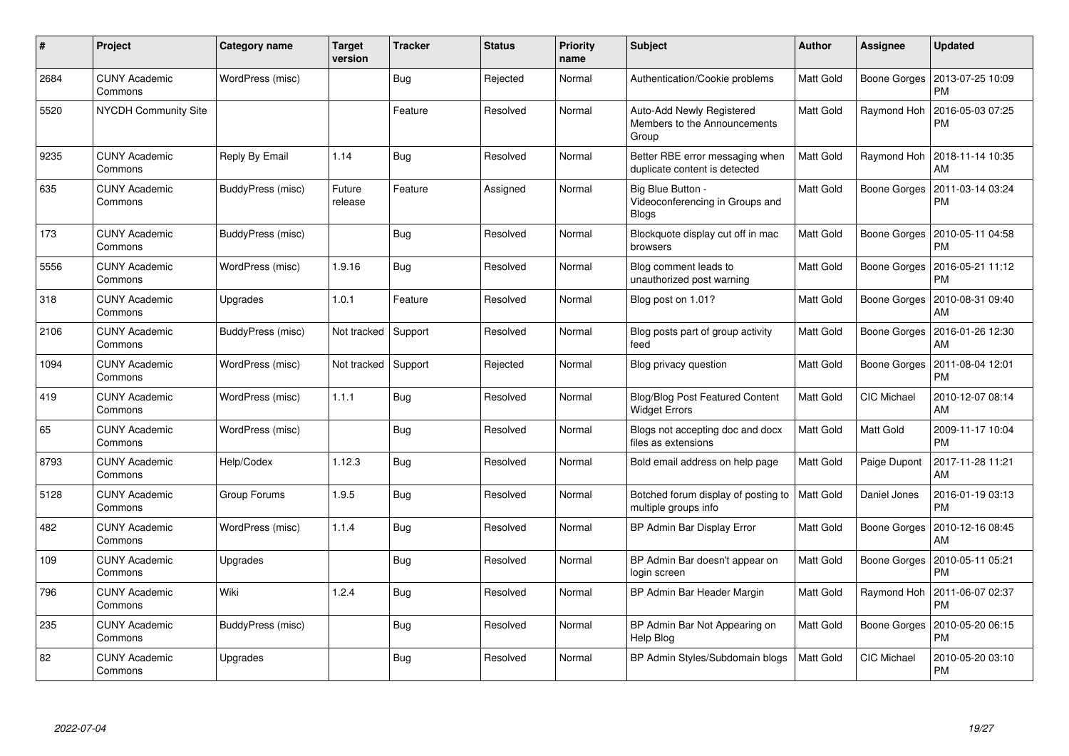| # | Project | Category name | Target version | Tracker | Status | Priority name | Subject | Author | Assignee | Updated |
|---|---|---|---|---|---|---|---|---|---|---|
| 2684 | CUNY Academic Commons | WordPress (misc) | | Bug | Rejected | Normal | Authentication/Cookie problems | Matt Gold | Boone Gorges | 2013-07-25 10:09 PM |
| 5520 | NYCDH Community Site | | | Feature | Resolved | Normal | Auto-Add Newly Registered Members to the Announcements Group | Matt Gold | Raymond Hoh | 2016-05-03 07:25 PM |
| 9235 | CUNY Academic Commons | Reply By Email | 1.14 | Bug | Resolved | Normal | Better RBE error messaging when duplicate content is detected | Matt Gold | Raymond Hoh | 2018-11-14 10:35 AM |
| 635 | CUNY Academic Commons | BuddyPress (misc) | Future release | Feature | Assigned | Normal | Big Blue Button - Videoconferencing in Groups and Blogs | Matt Gold | Boone Gorges | 2011-03-14 03:24 PM |
| 173 | CUNY Academic Commons | BuddyPress (misc) | | Bug | Resolved | Normal | Blockquote display cut off in mac browsers | Matt Gold | Boone Gorges | 2010-05-11 04:58 PM |
| 5556 | CUNY Academic Commons | WordPress (misc) | 1.9.16 | Bug | Resolved | Normal | Blog comment leads to unauthorized post warning | Matt Gold | Boone Gorges | 2016-05-21 11:12 PM |
| 318 | CUNY Academic Commons | Upgrades | 1.0.1 | Feature | Resolved | Normal | Blog post on 1.01? | Matt Gold | Boone Gorges | 2010-08-31 09:40 AM |
| 2106 | CUNY Academic Commons | BuddyPress (misc) | Not tracked | Support | Resolved | Normal | Blog posts part of group activity feed | Matt Gold | Boone Gorges | 2016-01-26 12:30 AM |
| 1094 | CUNY Academic Commons | WordPress (misc) | Not tracked | Support | Rejected | Normal | Blog privacy question | Matt Gold | Boone Gorges | 2011-08-04 12:01 PM |
| 419 | CUNY Academic Commons | WordPress (misc) | 1.1.1 | Bug | Resolved | Normal | Blog/Blog Post Featured Content Widget Errors | Matt Gold | CIC Michael | 2010-12-07 08:14 AM |
| 65 | CUNY Academic Commons | WordPress (misc) | | Bug | Resolved | Normal | Blogs not accepting doc and docx files as extensions | Matt Gold | Matt Gold | 2009-11-17 10:04 PM |
| 8793 | CUNY Academic Commons | Help/Codex | 1.12.3 | Bug | Resolved | Normal | Bold email address on help page | Matt Gold | Paige Dupont | 2017-11-28 11:21 AM |
| 5128 | CUNY Academic Commons | Group Forums | 1.9.5 | Bug | Resolved | Normal | Botched forum display of posting to multiple groups info | Matt Gold | Daniel Jones | 2016-01-19 03:13 PM |
| 482 | CUNY Academic Commons | WordPress (misc) | 1.1.4 | Bug | Resolved | Normal | BP Admin Bar Display Error | Matt Gold | Boone Gorges | 2010-12-16 08:45 AM |
| 109 | CUNY Academic Commons | Upgrades | | Bug | Resolved | Normal | BP Admin Bar doesn't appear on login screen | Matt Gold | Boone Gorges | 2010-05-11 05:21 PM |
| 796 | CUNY Academic Commons | Wiki | 1.2.4 | Bug | Resolved | Normal | BP Admin Bar Header Margin | Matt Gold | Raymond Hoh | 2011-06-07 02:37 PM |
| 235 | CUNY Academic Commons | BuddyPress (misc) | | Bug | Resolved | Normal | BP Admin Bar Not Appearing on Help Blog | Matt Gold | Boone Gorges | 2010-05-20 06:15 PM |
| 82 | CUNY Academic Commons | Upgrades | | Bug | Resolved | Normal | BP Admin Styles/Subdomain blogs | Matt Gold | CIC Michael | 2010-05-20 03:10 PM |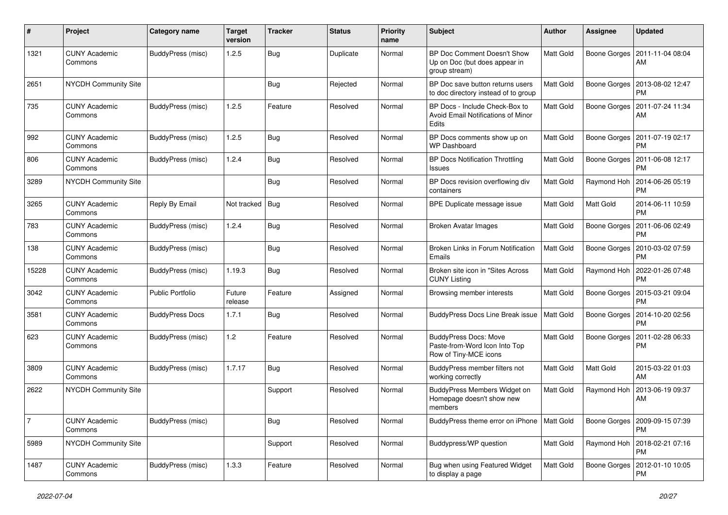| # | Project | Category name | Target version | Tracker | Status | Priority name | Subject | Author | Assignee | Updated |
|---|---|---|---|---|---|---|---|---|---|---|
| 1321 | CUNY Academic Commons | BuddyPress (misc) | 1.2.5 | Bug | Duplicate | Normal | BP Doc Comment Doesn't Show Up on Doc (but does appear in group stream) | Matt Gold | Boone Gorges | 2011-11-04 08:04 AM |
| 2651 | NYCDH Community Site | | | Bug | Rejected | Normal | BP Doc save button returns users to doc directory instead of to group | Matt Gold | Boone Gorges | 2013-08-02 12:47 PM |
| 735 | CUNY Academic Commons | BuddyPress (misc) | 1.2.5 | Feature | Resolved | Normal | BP Docs - Include Check-Box to Avoid Email Notifications of Minor Edits | Matt Gold | Boone Gorges | 2011-07-24 11:34 AM |
| 992 | CUNY Academic Commons | BuddyPress (misc) | 1.2.5 | Bug | Resolved | Normal | BP Docs comments show up on WP Dashboard | Matt Gold | Boone Gorges | 2011-07-19 02:17 PM |
| 806 | CUNY Academic Commons | BuddyPress (misc) | 1.2.4 | Bug | Resolved | Normal | BP Docs Notification Throttling Issues | Matt Gold | Boone Gorges | 2011-06-08 12:17 PM |
| 3289 | NYCDH Community Site | | | Bug | Resolved | Normal | BP Docs revision overflowing div containers | Matt Gold | Raymond Hoh | 2014-06-26 05:19 PM |
| 3265 | CUNY Academic Commons | Reply By Email | Not tracked | Bug | Resolved | Normal | BPE Duplicate message issue | Matt Gold | Matt Gold | 2014-06-11 10:59 PM |
| 783 | CUNY Academic Commons | BuddyPress (misc) | 1.2.4 | Bug | Resolved | Normal | Broken Avatar Images | Matt Gold | Boone Gorges | 2011-06-06 02:49 PM |
| 138 | CUNY Academic Commons | BuddyPress (misc) | | Bug | Resolved | Normal | Broken Links in Forum Notification Emails | Matt Gold | Boone Gorges | 2010-03-02 07:59 PM |
| 15228 | CUNY Academic Commons | BuddyPress (misc) | 1.19.3 | Bug | Resolved | Normal | Broken site icon in "Sites Across CUNY Listing | Matt Gold | Raymond Hoh | 2022-01-26 07:48 PM |
| 3042 | CUNY Academic Commons | Public Portfolio | Future release | Feature | Assigned | Normal | Browsing member interests | Matt Gold | Boone Gorges | 2015-03-21 09:04 PM |
| 3581 | CUNY Academic Commons | BuddyPress Docs | 1.7.1 | Bug | Resolved | Normal | BuddyPress Docs Line Break issue | Matt Gold | Boone Gorges | 2014-10-20 02:56 PM |
| 623 | CUNY Academic Commons | BuddyPress (misc) | 1.2 | Feature | Resolved | Normal | BuddyPress Docs: Move Paste-from-Word Icon Into Top Row of Tiny-MCE icons | Matt Gold | Boone Gorges | 2011-02-28 06:33 PM |
| 3809 | CUNY Academic Commons | BuddyPress (misc) | 1.7.17 | Bug | Resolved | Normal | BuddyPress member filters not working correctly | Matt Gold | Matt Gold | 2015-03-22 01:03 AM |
| 2622 | NYCDH Community Site | | | Support | Resolved | Normal | BuddyPress Members Widget on Homepage doesn't show new members | Matt Gold | Raymond Hoh | 2013-06-19 09:37 AM |
| 7 | CUNY Academic Commons | BuddyPress (misc) | | Bug | Resolved | Normal | BuddyPress theme error on iPhone | Matt Gold | Boone Gorges | 2009-09-15 07:39 PM |
| 5989 | NYCDH Community Site | | | Support | Resolved | Normal | Buddypress/WP question | Matt Gold | Raymond Hoh | 2018-02-21 07:16 PM |
| 1487 | CUNY Academic Commons | BuddyPress (misc) | 1.3.3 | Feature | Resolved | Normal | Bug when using Featured Widget to display a page | Matt Gold | Boone Gorges | 2012-01-10 10:05 PM |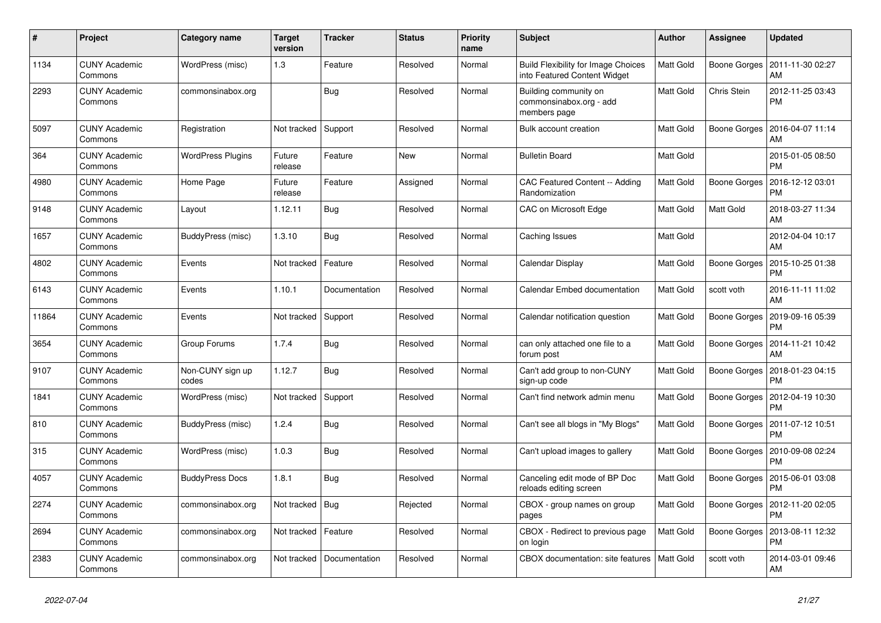| # | Project | Category name | Target version | Tracker | Status | Priority name | Subject | Author | Assignee | Updated |
|---|---|---|---|---|---|---|---|---|---|---|
| 1134 | CUNY Academic Commons | WordPress (misc) | 1.3 | Feature | Resolved | Normal | Build Flexibility for Image Choices into Featured Content Widget | Matt Gold | Boone Gorges | 2011-11-30 02:27 AM |
| 2293 | CUNY Academic Commons | commonsinabox.org | | Bug | Resolved | Normal | Building community on commonsinabox.org - add members page | Matt Gold | Chris Stein | 2012-11-25 03:43 PM |
| 5097 | CUNY Academic Commons | Registration | Not tracked | Support | Resolved | Normal | Bulk account creation | Matt Gold | Boone Gorges | 2016-04-07 11:14 AM |
| 364 | CUNY Academic Commons | WordPress Plugins | Future release | Feature | New | Normal | Bulletin Board | Matt Gold | | 2015-01-05 08:50 PM |
| 4980 | CUNY Academic Commons | Home Page | Future release | Feature | Assigned | Normal | CAC Featured Content -- Adding Randomization | Matt Gold | Boone Gorges | 2016-12-12 03:01 PM |
| 9148 | CUNY Academic Commons | Layout | 1.12.11 | Bug | Resolved | Normal | CAC on Microsoft Edge | Matt Gold | Matt Gold | 2018-03-27 11:34 AM |
| 1657 | CUNY Academic Commons | BuddyPress (misc) | 1.3.10 | Bug | Resolved | Normal | Caching Issues | Matt Gold | | 2012-04-04 10:17 AM |
| 4802 | CUNY Academic Commons | Events | Not tracked | Feature | Resolved | Normal | Calendar Display | Matt Gold | Boone Gorges | 2015-10-25 01:38 PM |
| 6143 | CUNY Academic Commons | Events | 1.10.1 | Documentation | Resolved | Normal | Calendar Embed documentation | Matt Gold | scott voth | 2016-11-11 11:02 AM |
| 11864 | CUNY Academic Commons | Events | Not tracked | Support | Resolved | Normal | Calendar notification question | Matt Gold | Boone Gorges | 2019-09-16 05:39 PM |
| 3654 | CUNY Academic Commons | Group Forums | 1.7.4 | Bug | Resolved | Normal | can only attached one file to a forum post | Matt Gold | Boone Gorges | 2014-11-21 10:42 AM |
| 9107 | CUNY Academic Commons | Non-CUNY sign up codes | 1.12.7 | Bug | Resolved | Normal | Can't add group to non-CUNY sign-up code | Matt Gold | Boone Gorges | 2018-01-23 04:15 PM |
| 1841 | CUNY Academic Commons | WordPress (misc) | Not tracked | Support | Resolved | Normal | Can't find network admin menu | Matt Gold | Boone Gorges | 2012-04-19 10:30 PM |
| 810 | CUNY Academic Commons | BuddyPress (misc) | 1.2.4 | Bug | Resolved | Normal | Can't see all blogs in "My Blogs" | Matt Gold | Boone Gorges | 2011-07-12 10:51 PM |
| 315 | CUNY Academic Commons | WordPress (misc) | 1.0.3 | Bug | Resolved | Normal | Can't upload images to gallery | Matt Gold | Boone Gorges | 2010-09-08 02:24 PM |
| 4057 | CUNY Academic Commons | BuddyPress Docs | 1.8.1 | Bug | Resolved | Normal | Canceling edit mode of BP Doc reloads editing screen | Matt Gold | Boone Gorges | 2015-06-01 03:08 PM |
| 2274 | CUNY Academic Commons | commonsinabox.org | Not tracked | Bug | Rejected | Normal | CBOX - group names on group pages | Matt Gold | Boone Gorges | 2012-11-20 02:05 PM |
| 2694 | CUNY Academic Commons | commonsinabox.org | Not tracked | Feature | Resolved | Normal | CBOX - Redirect to previous page on login | Matt Gold | Boone Gorges | 2013-08-11 12:32 PM |
| 2383 | CUNY Academic Commons | commonsinabox.org | Not tracked | Documentation | Resolved | Normal | CBOX documentation: site features | Matt Gold | scott voth | 2014-03-01 09:46 AM |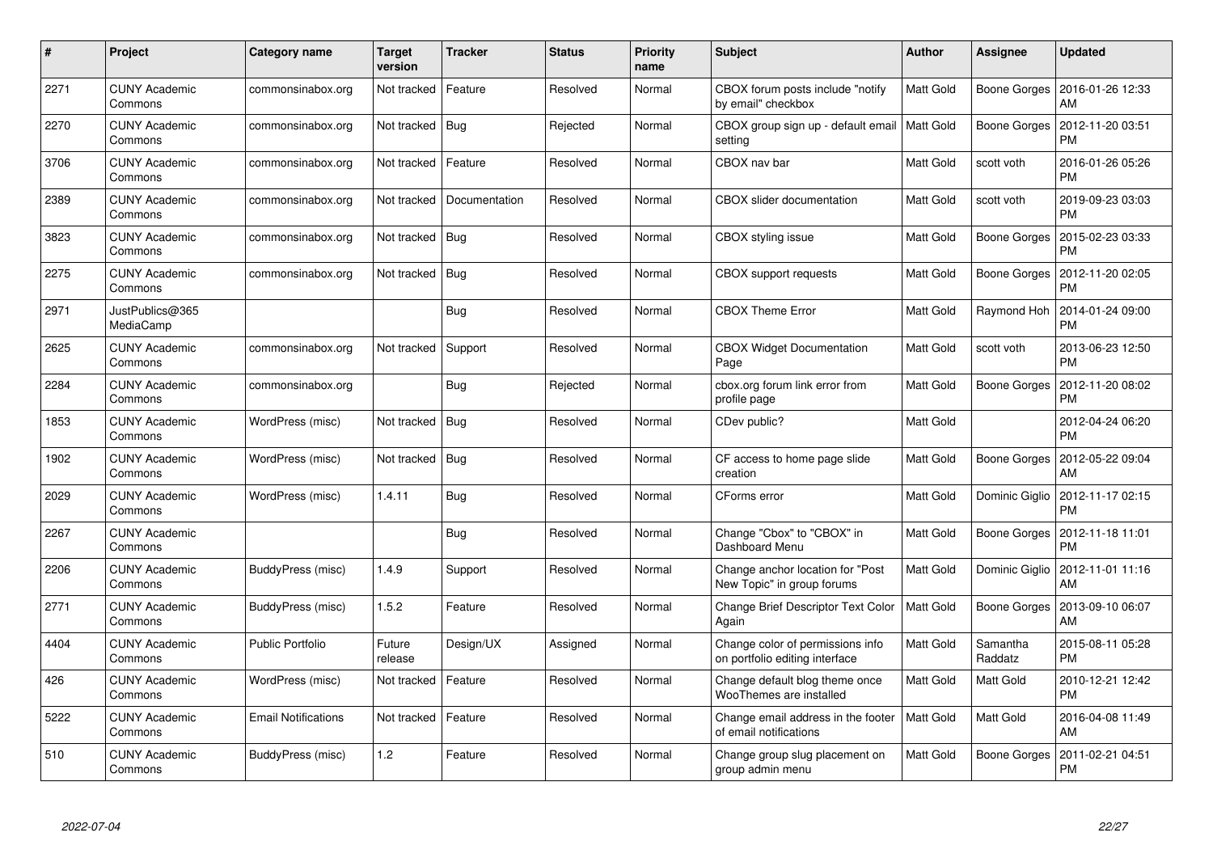| # | Project | Category name | Target version | Tracker | Status | Priority name | Subject | Author | Assignee | Updated |
|---|---|---|---|---|---|---|---|---|---|---|
| 2271 | CUNY Academic Commons | commonsinabox.org | Not tracked | Feature | Resolved | Normal | CBOX forum posts include "notify by email" checkbox | Matt Gold | Boone Gorges | 2016-01-26 12:33 AM |
| 2270 | CUNY Academic Commons | commonsinabox.org | Not tracked | Bug | Rejected | Normal | CBOX group sign up - default email setting | Matt Gold | Boone Gorges | 2012-11-20 03:51 PM |
| 3706 | CUNY Academic Commons | commonsinabox.org | Not tracked | Feature | Resolved | Normal | CBOX nav bar | Matt Gold | scott voth | 2016-01-26 05:26 PM |
| 2389 | CUNY Academic Commons | commonsinabox.org | Not tracked | Documentation | Resolved | Normal | CBOX slider documentation | Matt Gold | scott voth | 2019-09-23 03:03 PM |
| 3823 | CUNY Academic Commons | commonsinabox.org | Not tracked | Bug | Resolved | Normal | CBOX styling issue | Matt Gold | Boone Gorges | 2015-02-23 03:33 PM |
| 2275 | CUNY Academic Commons | commonsinabox.org | Not tracked | Bug | Resolved | Normal | CBOX support requests | Matt Gold | Boone Gorges | 2012-11-20 02:05 PM |
| 2971 | JustPublics@365 MediaCamp | | | Bug | Resolved | Normal | CBOX Theme Error | Matt Gold | Raymond Hoh | 2014-01-24 09:00 PM |
| 2625 | CUNY Academic Commons | commonsinabox.org | Not tracked | Support | Resolved | Normal | CBOX Widget Documentation Page | Matt Gold | scott voth | 2013-06-23 12:50 PM |
| 2284 | CUNY Academic Commons | commonsinabox.org | | Bug | Rejected | Normal | cbox.org forum link error from profile page | Matt Gold | Boone Gorges | 2012-11-20 08:02 PM |
| 1853 | CUNY Academic Commons | WordPress (misc) | Not tracked | Bug | Resolved | Normal | CDev public? | Matt Gold | | 2012-04-24 06:20 PM |
| 1902 | CUNY Academic Commons | WordPress (misc) | Not tracked | Bug | Resolved | Normal | CF access to home page slide creation | Matt Gold | Boone Gorges | 2012-05-22 09:04 AM |
| 2029 | CUNY Academic Commons | WordPress (misc) | 1.4.11 | Bug | Resolved | Normal | CForms error | Matt Gold | Dominic Giglio | 2012-11-17 02:15 PM |
| 2267 | CUNY Academic Commons | | | Bug | Resolved | Normal | Change "Cbox" to "CBOX" in Dashboard Menu | Matt Gold | Boone Gorges | 2012-11-18 11:01 PM |
| 2206 | CUNY Academic Commons | BuddyPress (misc) | 1.4.9 | Support | Resolved | Normal | Change anchor location for "Post New Topic" in group forums | Matt Gold | Dominic Giglio | 2012-11-01 11:16 AM |
| 2771 | CUNY Academic Commons | BuddyPress (misc) | 1.5.2 | Feature | Resolved | Normal | Change Brief Descriptor Text Color Again | Matt Gold | Boone Gorges | 2013-09-10 06:07 AM |
| 4404 | CUNY Academic Commons | Public Portfolio | Future release | Design/UX | Assigned | Normal | Change color of permissions info on portfolio editing interface | Matt Gold | Samantha Raddatz | 2015-08-11 05:28 PM |
| 426 | CUNY Academic Commons | WordPress (misc) | Not tracked | Feature | Resolved | Normal | Change default blog theme once WooThemes are installed | Matt Gold | Matt Gold | 2010-12-21 12:42 PM |
| 5222 | CUNY Academic Commons | Email Notifications | Not tracked | Feature | Resolved | Normal | Change email address in the footer of email notifications | Matt Gold | Matt Gold | 2016-04-08 11:49 AM |
| 510 | CUNY Academic Commons | BuddyPress (misc) | 1.2 | Feature | Resolved | Normal | Change group slug placement on group admin menu | Matt Gold | Boone Gorges | 2011-02-21 04:51 PM |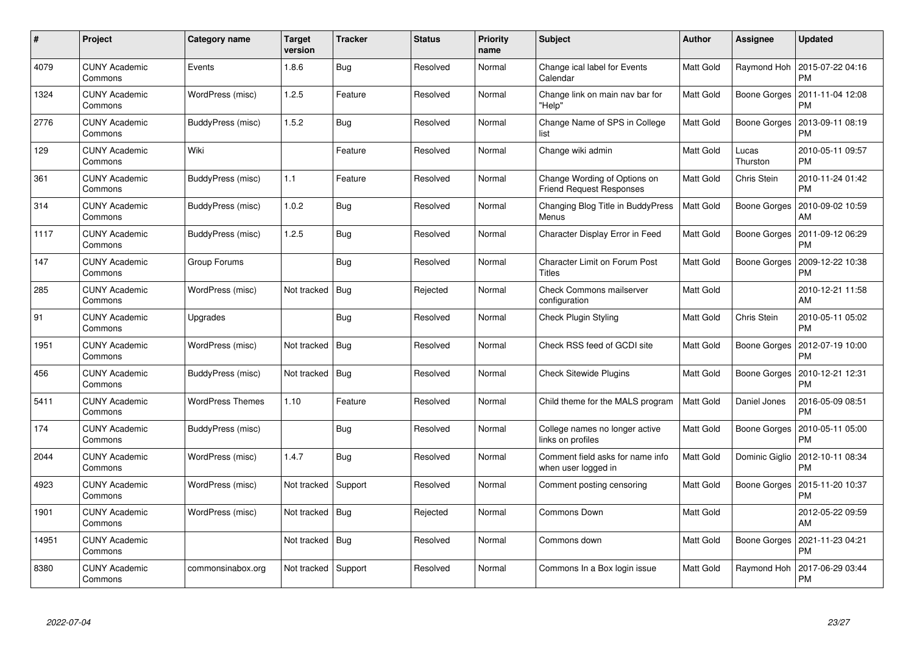| # | Project | Category name | Target version | Tracker | Status | Priority name | Subject | Author | Assignee | Updated |
|---|---|---|---|---|---|---|---|---|---|---|
| 4079 | CUNY Academic Commons | Events | 1.8.6 | Bug | Resolved | Normal | Change ical label for Events Calendar | Matt Gold | Raymond Hoh | 2015-07-22 04:16 PM |
| 1324 | CUNY Academic Commons | WordPress (misc) | 1.2.5 | Feature | Resolved | Normal | Change link on main nav bar for "Help" | Matt Gold | Boone Gorges | 2011-11-04 12:08 PM |
| 2776 | CUNY Academic Commons | BuddyPress (misc) | 1.5.2 | Bug | Resolved | Normal | Change Name of SPS in College list | Matt Gold | Boone Gorges | 2013-09-11 08:19 PM |
| 129 | CUNY Academic Commons | Wiki | | Feature | Resolved | Normal | Change wiki admin | Matt Gold | Lucas Thurston | 2010-05-11 09:57 PM |
| 361 | CUNY Academic Commons | BuddyPress (misc) | 1.1 | Feature | Resolved | Normal | Change Wording of Options on Friend Request Responses | Matt Gold | Chris Stein | 2010-11-24 01:42 PM |
| 314 | CUNY Academic Commons | BuddyPress (misc) | 1.0.2 | Bug | Resolved | Normal | Changing Blog Title in BuddyPress Menus | Matt Gold | Boone Gorges | 2010-09-02 10:59 AM |
| 1117 | CUNY Academic Commons | BuddyPress (misc) | 1.2.5 | Bug | Resolved | Normal | Character Display Error in Feed | Matt Gold | Boone Gorges | 2011-09-12 06:29 PM |
| 147 | CUNY Academic Commons | Group Forums | | Bug | Resolved | Normal | Character Limit on Forum Post Titles | Matt Gold | Boone Gorges | 2009-12-22 10:38 PM |
| 285 | CUNY Academic Commons | WordPress (misc) | Not tracked | Bug | Rejected | Normal | Check Commons mailserver configuration | Matt Gold | | 2010-12-21 11:58 AM |
| 91 | CUNY Academic Commons | Upgrades | | Bug | Resolved | Normal | Check Plugin Styling | Matt Gold | Chris Stein | 2010-05-11 05:02 PM |
| 1951 | CUNY Academic Commons | WordPress (misc) | Not tracked | Bug | Resolved | Normal | Check RSS feed of GCDI site | Matt Gold | Boone Gorges | 2012-07-19 10:00 PM |
| 456 | CUNY Academic Commons | BuddyPress (misc) | Not tracked | Bug | Resolved | Normal | Check Sitewide Plugins | Matt Gold | Boone Gorges | 2010-12-21 12:31 PM |
| 5411 | CUNY Academic Commons | WordPress Themes | 1.10 | Feature | Resolved | Normal | Child theme for the MALS program | Matt Gold | Daniel Jones | 2016-05-09 08:51 PM |
| 174 | CUNY Academic Commons | BuddyPress (misc) | | Bug | Resolved | Normal | College names no longer active links on profiles | Matt Gold | Boone Gorges | 2010-05-11 05:00 PM |
| 2044 | CUNY Academic Commons | WordPress (misc) | 1.4.7 | Bug | Resolved | Normal | Comment field asks for name info when user logged in | Matt Gold | Dominic Giglio | 2012-10-11 08:34 PM |
| 4923 | CUNY Academic Commons | WordPress (misc) | Not tracked | Support | Resolved | Normal | Comment posting censoring | Matt Gold | Boone Gorges | 2015-11-20 10:37 PM |
| 1901 | CUNY Academic Commons | WordPress (misc) | Not tracked | Bug | Rejected | Normal | Commons Down | Matt Gold | | 2012-05-22 09:59 AM |
| 14951 | CUNY Academic Commons | | Not tracked | Bug | Resolved | Normal | Commons down | Matt Gold | Boone Gorges | 2021-11-23 04:21 PM |
| 8380 | CUNY Academic Commons | commonsinabox.org | Not tracked | Support | Resolved | Normal | Commons In a Box login issue | Matt Gold | Raymond Hoh | 2017-06-29 03:44 PM |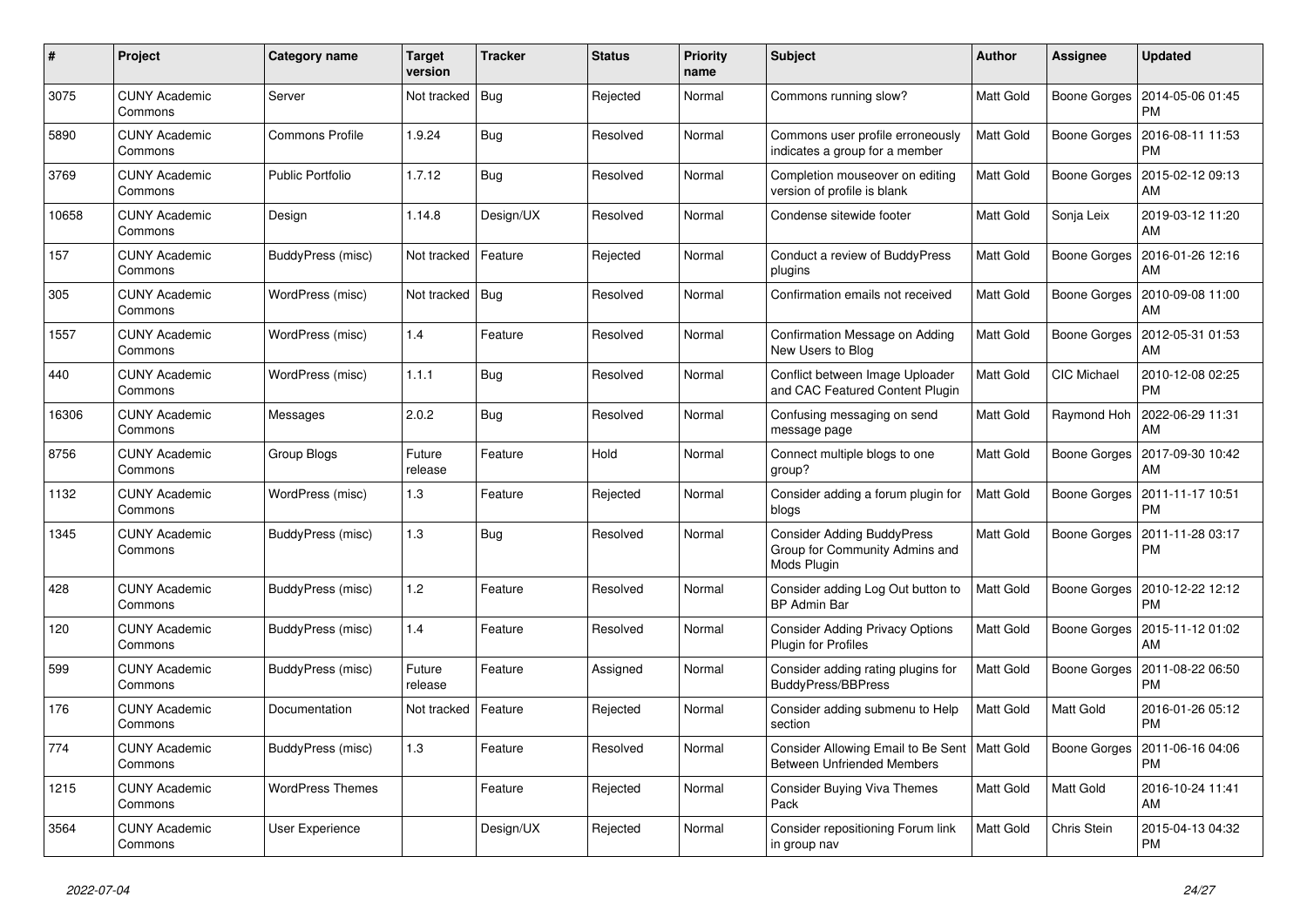| # | Project | Category name | Target version | Tracker | Status | Priority name | Subject | Author | Assignee | Updated |
|---|---|---|---|---|---|---|---|---|---|---|
| 3075 | CUNY Academic Commons | Server | Not tracked | Bug | Rejected | Normal | Commons running slow? | Matt Gold | Boone Gorges | 2014-05-06 01:45 PM |
| 5890 | CUNY Academic Commons | Commons Profile | 1.9.24 | Bug | Resolved | Normal | Commons user profile erroneously indicates a group for a member | Matt Gold | Boone Gorges | 2016-08-11 11:53 PM |
| 3769 | CUNY Academic Commons | Public Portfolio | 1.7.12 | Bug | Resolved | Normal | Completion mouseover on editing version of profile is blank | Matt Gold | Boone Gorges | 2015-02-12 09:13 AM |
| 10658 | CUNY Academic Commons | Design | 1.14.8 | Design/UX | Resolved | Normal | Condense sitewide footer | Matt Gold | Sonja Leix | 2019-03-12 11:20 AM |
| 157 | CUNY Academic Commons | BuddyPress (misc) | Not tracked | Feature | Rejected | Normal | Conduct a review of BuddyPress plugins | Matt Gold | Boone Gorges | 2016-01-26 12:16 AM |
| 305 | CUNY Academic Commons | WordPress (misc) | Not tracked | Bug | Resolved | Normal | Confirmation emails not received | Matt Gold | Boone Gorges | 2010-09-08 11:00 AM |
| 1557 | CUNY Academic Commons | WordPress (misc) | 1.4 | Feature | Resolved | Normal | Confirmation Message on Adding New Users to Blog | Matt Gold | Boone Gorges | 2012-05-31 01:53 AM |
| 440 | CUNY Academic Commons | WordPress (misc) | 1.1.1 | Bug | Resolved | Normal | Conflict between Image Uploader and CAC Featured Content Plugin | Matt Gold | CIC Michael | 2010-12-08 02:25 PM |
| 16306 | CUNY Academic Commons | Messages | 2.0.2 | Bug | Resolved | Normal | Confusing messaging on send message page | Matt Gold | Raymond Hoh | 2022-06-29 11:31 AM |
| 8756 | CUNY Academic Commons | Group Blogs | Future release | Feature | Hold | Normal | Connect multiple blogs to one group? | Matt Gold | Boone Gorges | 2017-09-30 10:42 AM |
| 1132 | CUNY Academic Commons | WordPress (misc) | 1.3 | Feature | Rejected | Normal | Consider adding a forum plugin for blogs | Matt Gold | Boone Gorges | 2011-11-17 10:51 PM |
| 1345 | CUNY Academic Commons | BuddyPress (misc) | 1.3 | Bug | Resolved | Normal | Consider Adding BuddyPress Group for Community Admins and Mods Plugin | Matt Gold | Boone Gorges | 2011-11-28 03:17 PM |
| 428 | CUNY Academic Commons | BuddyPress (misc) | 1.2 | Feature | Resolved | Normal | Consider adding Log Out button to BP Admin Bar | Matt Gold | Boone Gorges | 2010-12-22 12:12 PM |
| 120 | CUNY Academic Commons | BuddyPress (misc) | 1.4 | Feature | Resolved | Normal | Consider Adding Privacy Options Plugin for Profiles | Matt Gold | Boone Gorges | 2015-11-12 01:02 AM |
| 599 | CUNY Academic Commons | BuddyPress (misc) | Future release | Feature | Assigned | Normal | Consider adding rating plugins for BuddyPress/BBPress | Matt Gold | Boone Gorges | 2011-08-22 06:50 PM |
| 176 | CUNY Academic Commons | Documentation | Not tracked | Feature | Rejected | Normal | Consider adding submenu to Help section | Matt Gold | Matt Gold | 2016-01-26 05:12 PM |
| 774 | CUNY Academic Commons | BuddyPress (misc) | 1.3 | Feature | Resolved | Normal | Consider Allowing Email to Be Sent Between Unfriended Members | Matt Gold | Boone Gorges | 2011-06-16 04:06 PM |
| 1215 | CUNY Academic Commons | WordPress Themes | | Feature | Rejected | Normal | Consider Buying Viva Themes Pack | Matt Gold | Matt Gold | 2016-10-24 11:41 AM |
| 3564 | CUNY Academic Commons | User Experience | | Design/UX | Rejected | Normal | Consider repositioning Forum link in group nav | Matt Gold | Chris Stein | 2015-04-13 04:32 PM |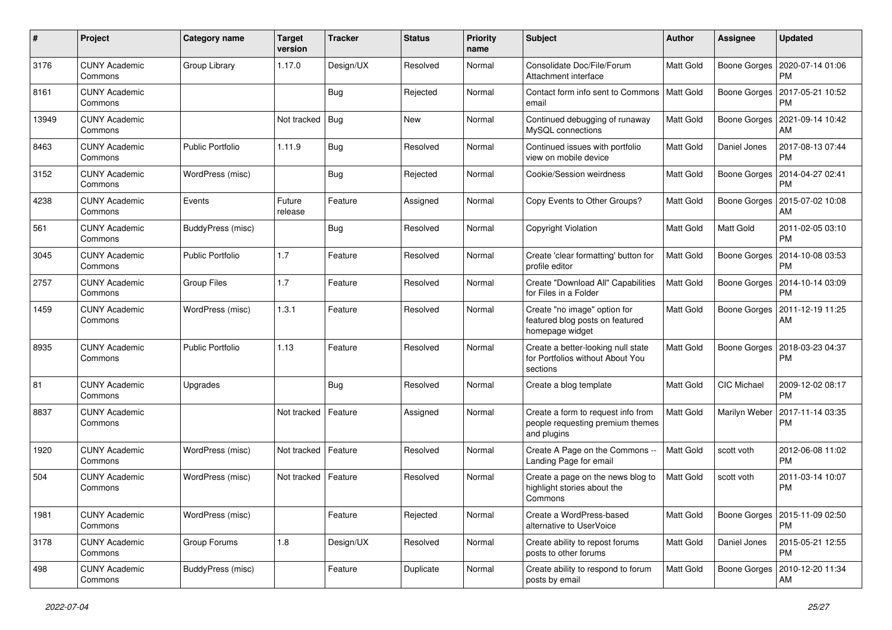| # | Project | Category name | Target version | Tracker | Status | Priority name | Subject | Author | Assignee | Updated |
|---|---|---|---|---|---|---|---|---|---|---|
| 3176 | CUNY Academic Commons | Group Library | 1.17.0 | Design/UX | Resolved | Normal | Consolidate Doc/File/Forum Attachment interface | Matt Gold | Boone Gorges | 2020-07-14 01:06 PM |
| 8161 | CUNY Academic Commons | | | Bug | Rejected | Normal | Contact form info sent to Commons email | Matt Gold | Boone Gorges | 2017-05-21 10:52 PM |
| 13949 | CUNY Academic Commons | | Not tracked | Bug | New | Normal | Continued debugging of runaway MySQL connections | Matt Gold | Boone Gorges | 2021-09-14 10:42 AM |
| 8463 | CUNY Academic Commons | Public Portfolio | 1.11.9 | Bug | Resolved | Normal | Continued issues with portfolio view on mobile device | Matt Gold | Daniel Jones | 2017-08-13 07:44 PM |
| 3152 | CUNY Academic Commons | WordPress (misc) | | Bug | Rejected | Normal | Cookie/Session weirdness | Matt Gold | Boone Gorges | 2014-04-27 02:41 PM |
| 4238 | CUNY Academic Commons | Events | Future release | Feature | Assigned | Normal | Copy Events to Other Groups? | Matt Gold | Boone Gorges | 2015-07-02 10:08 AM |
| 561 | CUNY Academic Commons | BuddyPress (misc) | | Bug | Resolved | Normal | Copyright Violation | Matt Gold | Matt Gold | 2011-02-05 03:10 PM |
| 3045 | CUNY Academic Commons | Public Portfolio | 1.7 | Feature | Resolved | Normal | Create 'clear formatting' button for profile editor | Matt Gold | Boone Gorges | 2014-10-08 03:53 PM |
| 2757 | CUNY Academic Commons | Group Files | 1.7 | Feature | Resolved | Normal | Create "Download All" Capabilities for Files in a Folder | Matt Gold | Boone Gorges | 2014-10-14 03:09 PM |
| 1459 | CUNY Academic Commons | WordPress (misc) | 1.3.1 | Feature | Resolved | Normal | Create "no image" option for featured blog posts on featured homepage widget | Matt Gold | Boone Gorges | 2011-12-19 11:25 AM |
| 8935 | CUNY Academic Commons | Public Portfolio | 1.13 | Feature | Resolved | Normal | Create a better-looking null state for Portfolios without About You sections | Matt Gold | Boone Gorges | 2018-03-23 04:37 PM |
| 81 | CUNY Academic Commons | Upgrades | | Bug | Resolved | Normal | Create a blog template | Matt Gold | CIC Michael | 2009-12-02 08:17 PM |
| 8837 | CUNY Academic Commons | | Not tracked | Feature | Assigned | Normal | Create a form to request info from people requesting premium themes and plugins | Matt Gold | Marilyn Weber | 2017-11-14 03:35 PM |
| 1920 | CUNY Academic Commons | WordPress (misc) | Not tracked | Feature | Resolved | Normal | Create A Page on the Commons -- Landing Page for email | Matt Gold | scott voth | 2012-06-08 11:02 PM |
| 504 | CUNY Academic Commons | WordPress (misc) | Not tracked | Feature | Resolved | Normal | Create a page on the news blog to highlight stories about the Commons | Matt Gold | scott voth | 2011-03-14 10:07 PM |
| 1981 | CUNY Academic Commons | WordPress (misc) | | Feature | Rejected | Normal | Create a WordPress-based alternative to UserVoice | Matt Gold | Boone Gorges | 2015-11-09 02:50 PM |
| 3178 | CUNY Academic Commons | Group Forums | 1.8 | Design/UX | Resolved | Normal | Create ability to repost forums posts to other forums | Matt Gold | Daniel Jones | 2015-05-21 12:55 PM |
| 498 | CUNY Academic Commons | BuddyPress (misc) | | Feature | Duplicate | Normal | Create ability to respond to forum posts by email | Matt Gold | Boone Gorges | 2010-12-20 11:34 AM |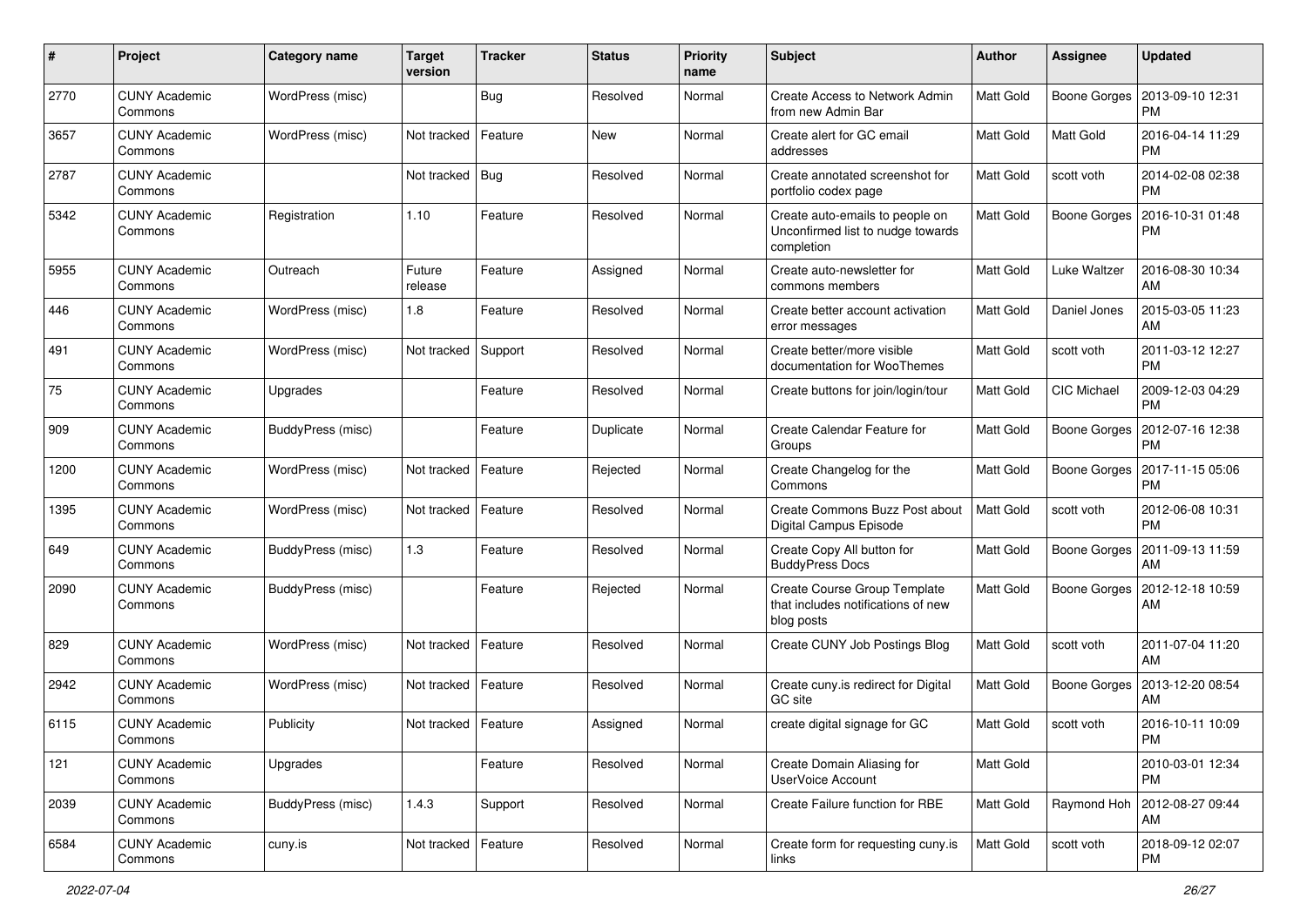| # | Project | Category name | Target version | Tracker | Status | Priority name | Subject | Author | Assignee | Updated |
|---|---|---|---|---|---|---|---|---|---|---|
| 2770 | CUNY Academic Commons | WordPress (misc) | | Bug | Resolved | Normal | Create Access to Network Admin from new Admin Bar | Matt Gold | Boone Gorges | 2013-09-10 12:31 PM |
| 3657 | CUNY Academic Commons | WordPress (misc) | Not tracked | Feature | New | Normal | Create alert for GC email addresses | Matt Gold | Matt Gold | 2016-04-14 11:29 PM |
| 2787 | CUNY Academic Commons | | Not tracked | Bug | Resolved | Normal | Create annotated screenshot for portfolio codex page | Matt Gold | scott voth | 2014-02-08 02:38 PM |
| 5342 | CUNY Academic Commons | Registration | 1.10 | Feature | Resolved | Normal | Create auto-emails to people on Unconfirmed list to nudge towards completion | Matt Gold | Boone Gorges | 2016-10-31 01:48 PM |
| 5955 | CUNY Academic Commons | Outreach | Future release | Feature | Assigned | Normal | Create auto-newsletter for commons members | Matt Gold | Luke Waltzer | 2016-08-30 10:34 AM |
| 446 | CUNY Academic Commons | WordPress (misc) | 1.8 | Feature | Resolved | Normal | Create better account activation error messages | Matt Gold | Daniel Jones | 2015-03-05 11:23 AM |
| 491 | CUNY Academic Commons | WordPress (misc) | Not tracked | Support | Resolved | Normal | Create better/more visible documentation for WooThemes | Matt Gold | scott voth | 2011-03-12 12:27 PM |
| 75 | CUNY Academic Commons | Upgrades | | Feature | Resolved | Normal | Create buttons for join/login/tour | Matt Gold | CIC Michael | 2009-12-03 04:29 PM |
| 909 | CUNY Academic Commons | BuddyPress (misc) | | Feature | Duplicate | Normal | Create Calendar Feature for Groups | Matt Gold | Boone Gorges | 2012-07-16 12:38 PM |
| 1200 | CUNY Academic Commons | WordPress (misc) | Not tracked | Feature | Rejected | Normal | Create Changelog for the Commons | Matt Gold | Boone Gorges | 2017-11-15 05:06 PM |
| 1395 | CUNY Academic Commons | WordPress (misc) | Not tracked | Feature | Resolved | Normal | Create Commons Buzz Post about Digital Campus Episode | Matt Gold | scott voth | 2012-06-08 10:31 PM |
| 649 | CUNY Academic Commons | BuddyPress (misc) | 1.3 | Feature | Resolved | Normal | Create Copy All button for BuddyPress Docs | Matt Gold | Boone Gorges | 2011-09-13 11:59 AM |
| 2090 | CUNY Academic Commons | BuddyPress (misc) | | Feature | Rejected | Normal | Create Course Group Template that includes notifications of new blog posts | Matt Gold | Boone Gorges | 2012-12-18 10:59 AM |
| 829 | CUNY Academic Commons | WordPress (misc) | Not tracked | Feature | Resolved | Normal | Create CUNY Job Postings Blog | Matt Gold | scott voth | 2011-07-04 11:20 AM |
| 2942 | CUNY Academic Commons | WordPress (misc) | Not tracked | Feature | Resolved | Normal | Create cuny.is redirect for Digital GC site | Matt Gold | Boone Gorges | 2013-12-20 08:54 AM |
| 6115 | CUNY Academic Commons | Publicity | Not tracked | Feature | Assigned | Normal | create digital signage for GC | Matt Gold | scott voth | 2016-10-11 10:09 PM |
| 121 | CUNY Academic Commons | Upgrades | | Feature | Resolved | Normal | Create Domain Aliasing for UserVoice Account | Matt Gold | | 2010-03-01 12:34 PM |
| 2039 | CUNY Academic Commons | BuddyPress (misc) | 1.4.3 | Support | Resolved | Normal | Create Failure function for RBE | Matt Gold | Raymond Hoh | 2012-08-27 09:44 AM |
| 6584 | CUNY Academic Commons | cuny.is | Not tracked | Feature | Resolved | Normal | Create form for requesting cuny.is links | Matt Gold | scott voth | 2018-09-12 02:07 PM |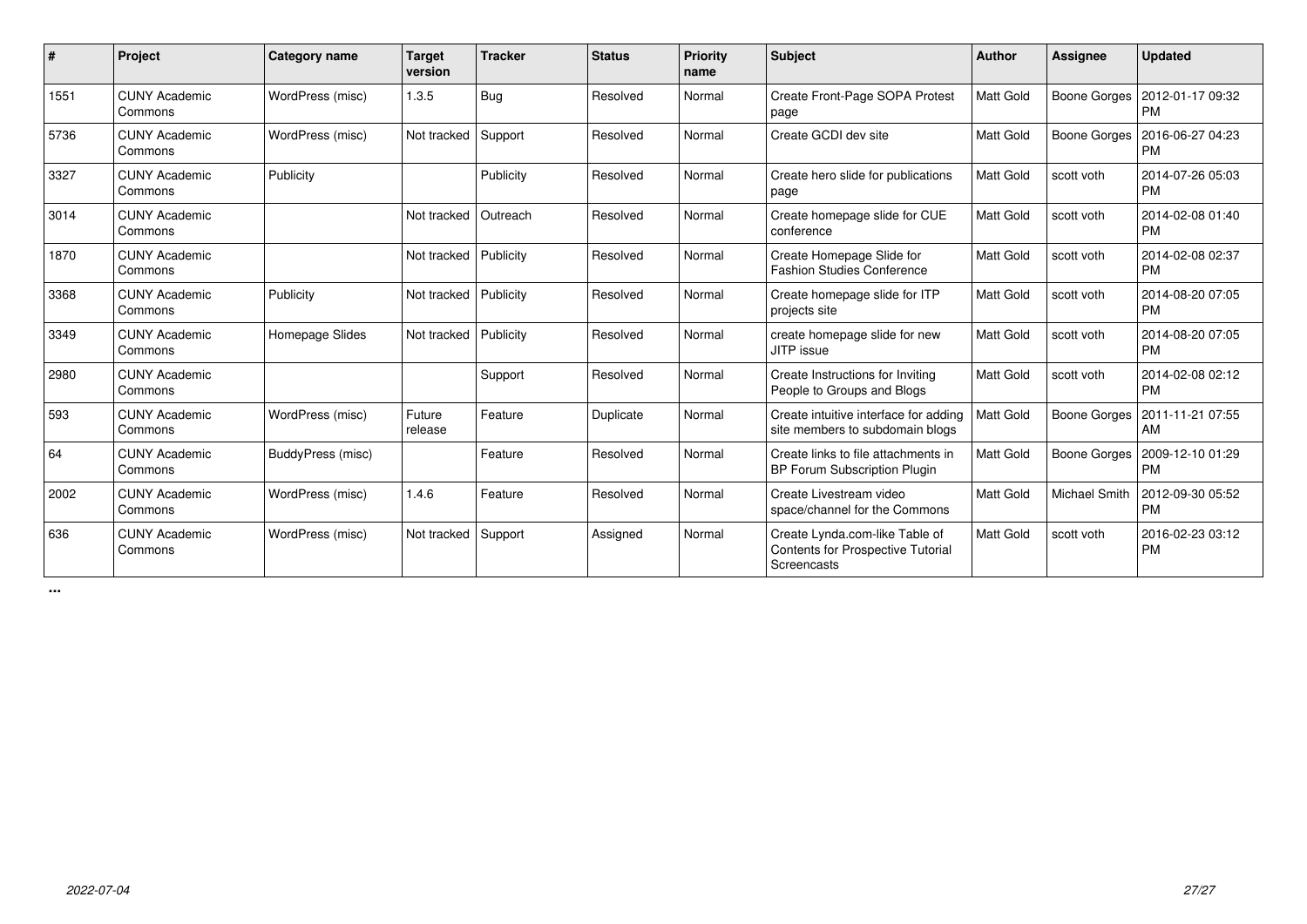| # | Project | Category name | Target version | Tracker | Status | Priority name | Subject | Author | Assignee | Updated |
|---|---|---|---|---|---|---|---|---|---|---|
| 1551 | CUNY Academic Commons | WordPress (misc) | 1.3.5 | Bug | Resolved | Normal | Create Front-Page SOPA Protest page | Matt Gold | Boone Gorges | 2012-01-17 09:32 PM |
| 5736 | CUNY Academic Commons | WordPress (misc) | Not tracked | Support | Resolved | Normal | Create GCDI dev site | Matt Gold | Boone Gorges | 2016-06-27 04:23 PM |
| 3327 | CUNY Academic Commons | Publicity | | Publicity | Resolved | Normal | Create hero slide for publications page | Matt Gold | scott voth | 2014-07-26 05:03 PM |
| 3014 | CUNY Academic Commons | | Not tracked | Outreach | Resolved | Normal | Create homepage slide for CUE conference | Matt Gold | scott voth | 2014-02-08 01:40 PM |
| 1870 | CUNY Academic Commons | | Not tracked | Publicity | Resolved | Normal | Create Homepage Slide for Fashion Studies Conference | Matt Gold | scott voth | 2014-02-08 02:37 PM |
| 3368 | CUNY Academic Commons | Publicity | Not tracked | Publicity | Resolved | Normal | Create homepage slide for ITP projects site | Matt Gold | scott voth | 2014-08-20 07:05 PM |
| 3349 | CUNY Academic Commons | Homepage Slides | Not tracked | Publicity | Resolved | Normal | create homepage slide for new JITP issue | Matt Gold | scott voth | 2014-08-20 07:05 PM |
| 2980 | CUNY Academic Commons | | | Support | Resolved | Normal | Create Instructions for Inviting People to Groups and Blogs | Matt Gold | scott voth | 2014-02-08 02:12 PM |
| 593 | CUNY Academic Commons | WordPress (misc) | Future release | Feature | Duplicate | Normal | Create intuitive interface for adding site members to subdomain blogs | Matt Gold | Boone Gorges | 2011-11-21 07:55 AM |
| 64 | CUNY Academic Commons | BuddyPress (misc) | | Feature | Resolved | Normal | Create links to file attachments in BP Forum Subscription Plugin | Matt Gold | Boone Gorges | 2009-12-10 01:29 PM |
| 2002 | CUNY Academic Commons | WordPress (misc) | 1.4.6 | Feature | Resolved | Normal | Create Livestream video space/channel for the Commons | Matt Gold | Michael Smith | 2012-09-30 05:52 PM |
| 636 | CUNY Academic Commons | WordPress (misc) | Not tracked | Support | Assigned | Normal | Create Lynda.com-like Table of Contents for Prospective Tutorial Screencasts | Matt Gold | scott voth | 2016-02-23 03:12 PM |

...